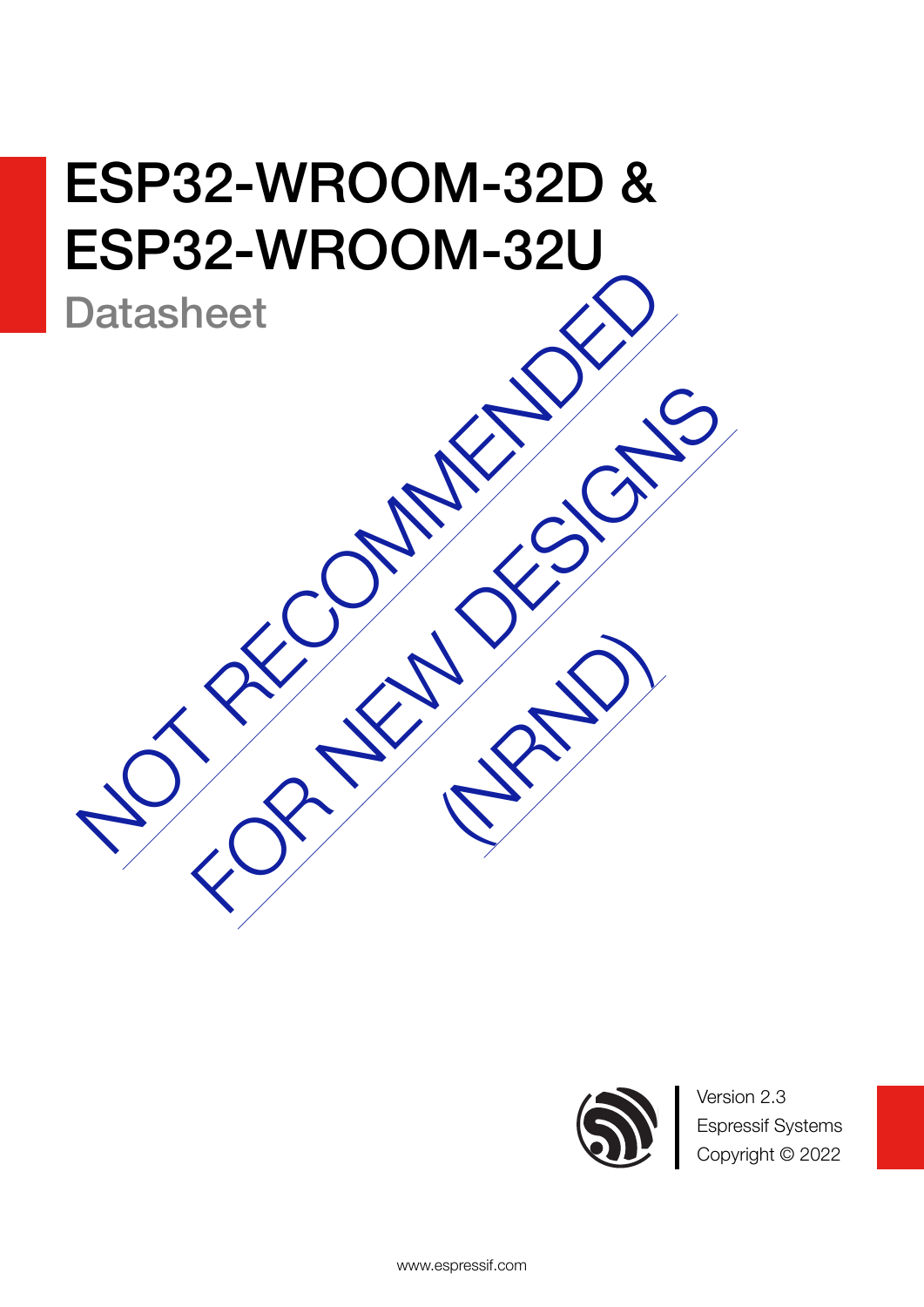# ESP32-WROOM-32D & ESP32-WROOM-32U

## Datasheet

NOT RECOMMENDED FOR NEW DESIGNS (NRND)

Version 2.3
Espressif Systems
Copyright © 2022

www.espressif.com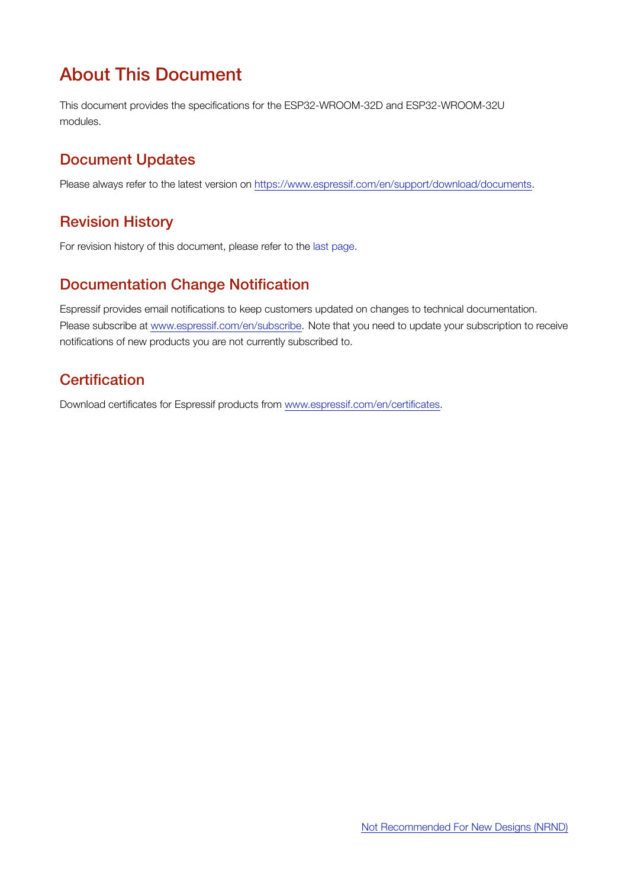# About This Document

This document provides the specifications for the ESP32-WROOM-32D and ESP32-WROOM-32U modules.

## Document Updates

Please always refer to the latest version on https://www.espressif.com/en/support/download/documents.

## Revision History

For revision history of this document, please refer to the last page.

## Documentation Change Notification

Espressif provides email notifications to keep customers updated on changes to technical documentation. Please subscribe at www.espressif.com/en/subscribe. Note that you need to update your subscription to receive notifications of new products you are not currently subscribed to.

## Certification

Download certificates for Espressif products from www.espressif.com/en/certificates.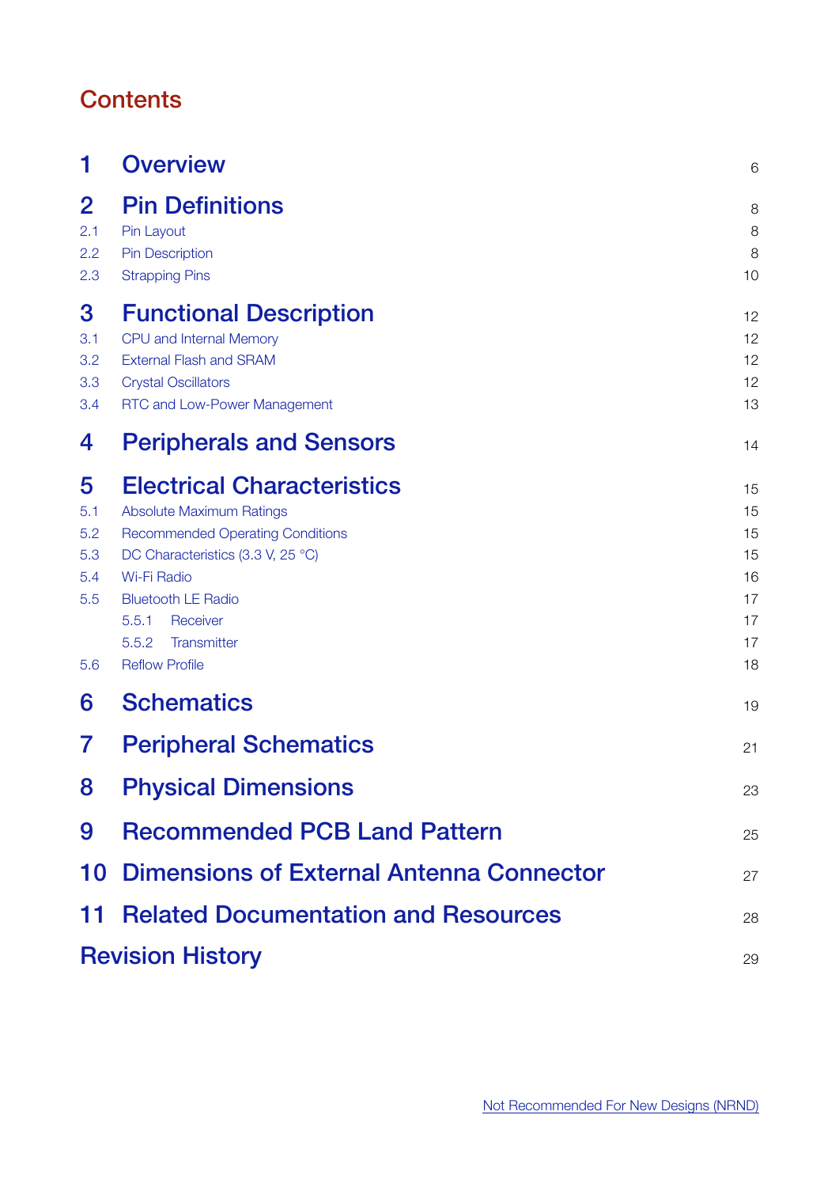## Contents

| | | |
|---|---|---|
| **1** | **Overview** | 6 |
| **2** | **Pin Definitions** | 8 |
| 2.1 | Pin Layout | 8 |
| 2.2 | Pin Description | 8 |
| 2.3 | Strapping Pins | 10 |
| **3** | **Functional Description** | 12 |
| 3.1 | CPU and Internal Memory | 12 |
| 3.2 | External Flash and SRAM | 12 |
| 3.3 | Crystal Oscillators | 12 |
| 3.4 | RTC and Low-Power Management | 13 |
| **4** | **Peripherals and Sensors** | 14 |
| **5** | **Electrical Characteristics** | 15 |
| 5.1 | Absolute Maximum Ratings | 15 |
| 5.2 | Recommended Operating Conditions | 15 |
| 5.3 | DC Characteristics (3.3 V, 25 °C) | 15 |
| 5.4 | Wi-Fi Radio | 16 |
| 5.5 | Bluetooth LE Radio | 17 |
| | 5.5.1 Receiver | 17 |
| | 5.5.2 Transmitter | 17 |
| 5.6 | Reflow Profile | 18 |
| **6** | **Schematics** | 19 |
| **7** | **Peripheral Schematics** | 21 |
| **8** | **Physical Dimensions** | 23 |
| **9** | **Recommended PCB Land Pattern** | 25 |
| **10** | **Dimensions of External Antenna Connector** | 27 |
| **11** | **Related Documentation and Resources** | 28 |
| | **Revision History** | 29 |

Not Recommended For New Designs (NRND)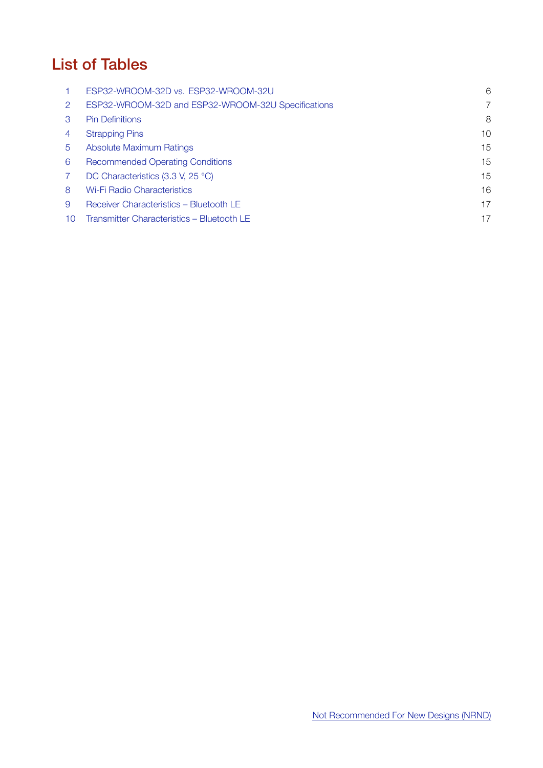# List of Tables

| | | |
|---|---|---|
| 1 | ESP32-WROOM-32D vs. ESP32-WROOM-32U | 6 |
| 2 | ESP32-WROOM-32D and ESP32-WROOM-32U Specifications | 7 |
| 3 | Pin Definitions | 8 |
| 4 | Strapping Pins | 10 |
| 5 | Absolute Maximum Ratings | 15 |
| 6 | Recommended Operating Conditions | 15 |
| 7 | DC Characteristics (3.3 V, 25 °C) | 15 |
| 8 | Wi-Fi Radio Characteristics | 16 |
| 9 | Receiver Characteristics – Bluetooth LE | 17 |
| 10 | Transmitter Characteristics – Bluetooth LE | 17 |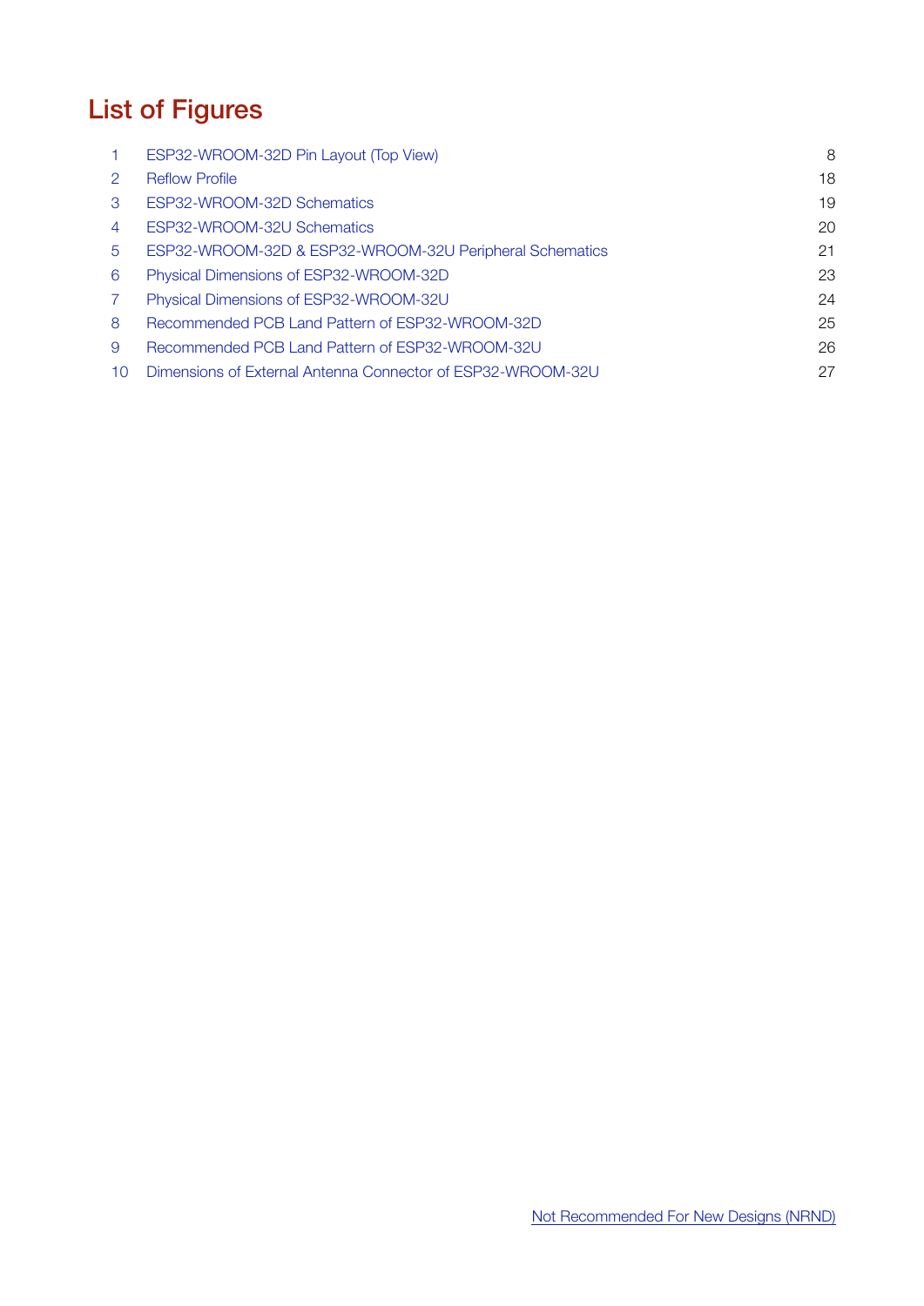# List of Figures

| | | |
|---|---|---|
| 1 | ESP32-WROOM-32D Pin Layout (Top View) | 8 |
| 2 | Reflow Profile | 18 |
| 3 | ESP32-WROOM-32D Schematics | 19 |
| 4 | ESP32-WROOM-32U Schematics | 20 |
| 5 | ESP32-WROOM-32D & ESP32-WROOM-32U Peripheral Schematics | 21 |
| 6 | Physical Dimensions of ESP32-WROOM-32D | 23 |
| 7 | Physical Dimensions of ESP32-WROOM-32U | 24 |
| 8 | Recommended PCB Land Pattern of ESP32-WROOM-32D | 25 |
| 9 | Recommended PCB Land Pattern of ESP32-WROOM-32U | 26 |
| 10 | Dimensions of External Antenna Connector of ESP32-WROOM-32U | 27 |

Not Recommended For New Designs (NRND)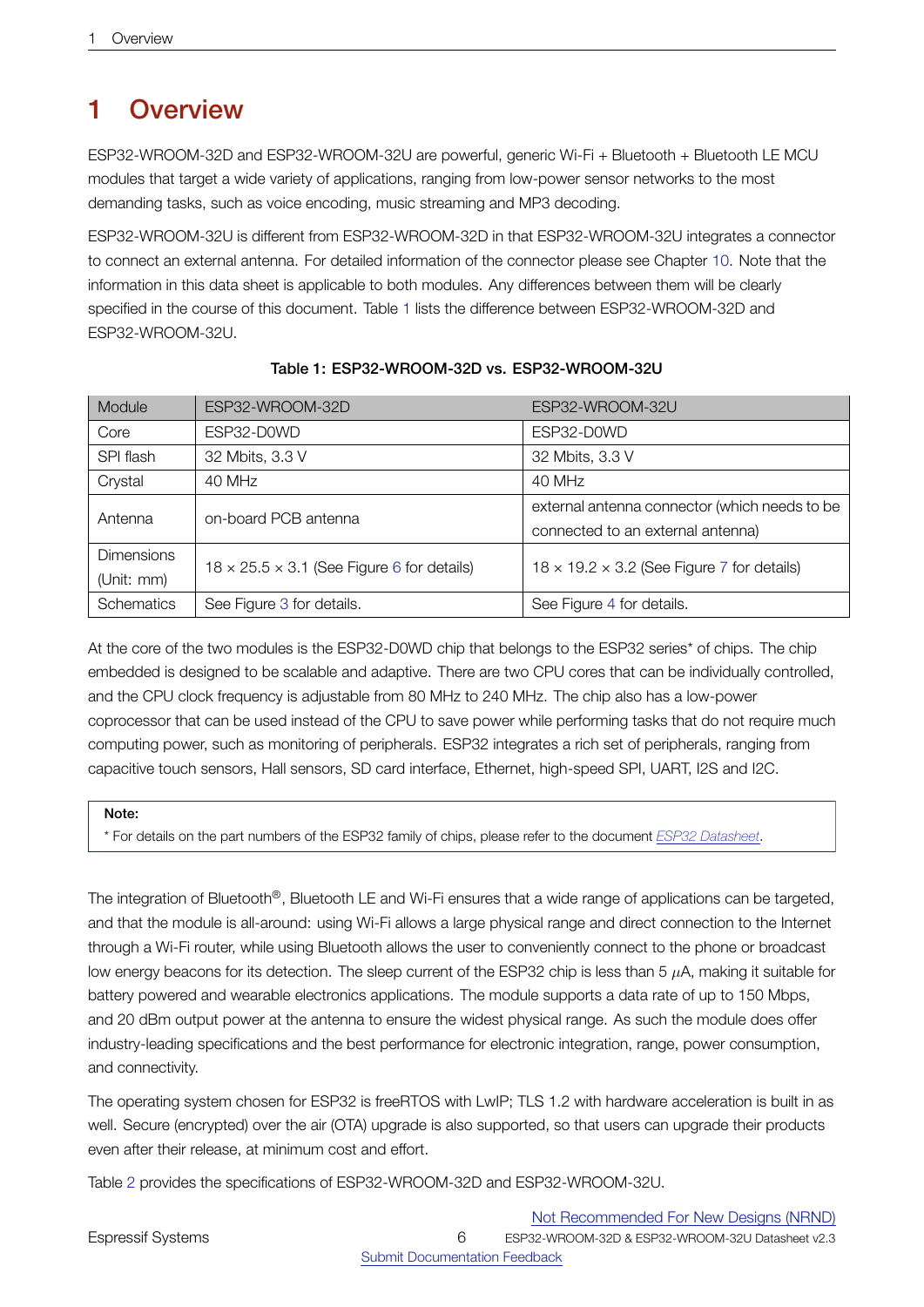# 1 Overview

ESP32-WROOM-32D and ESP32-WROOM-32U are powerful, generic Wi-Fi + Bluetooth + Bluetooth LE MCU modules that target a wide variety of applications, ranging from low-power sensor networks to the most demanding tasks, such as voice encoding, music streaming and MP3 decoding.

ESP32-WROOM-32U is different from ESP32-WROOM-32D in that ESP32-WROOM-32U integrates a connector to connect an external antenna. For detailed information of the connector please see Chapter 10. Note that the information in this data sheet is applicable to both modules. Any differences between them will be clearly specified in the course of this document. Table 1 lists the difference between ESP32-WROOM-32D and ESP32-WROOM-32U.

**Table 1: ESP32-WROOM-32D vs. ESP32-WROOM-32U**

| Module | ESP32-WROOM-32D | ESP32-WROOM-32U |
|---|---|---|
| Core | ESP32-D0WD | ESP32-D0WD |
| SPI flash | 32 Mbits, 3.3 V | 32 Mbits, 3.3 V |
| Crystal | 40 MHz | 40 MHz |
| Antenna | on-board PCB antenna | external antenna connector (which needs to be connected to an external antenna) |
| Dimensions (Unit: mm) | 18 × 25.5 × 3.1 (See Figure 6 for details) | 18 × 19.2 × 3.2 (See Figure 7 for details) |
| Schematics | See Figure 3 for details. | See Figure 4 for details. |

At the core of the two modules is the ESP32-D0WD chip that belongs to the ESP32 series* of chips. The chip embedded is designed to be scalable and adaptive. There are two CPU cores that can be individually controlled, and the CPU clock frequency is adjustable from 80 MHz to 240 MHz. The chip also has a low-power coprocessor that can be used instead of the CPU to save power while performing tasks that do not require much computing power, such as monitoring of peripherals. ESP32 integrates a rich set of peripherals, ranging from capacitive touch sensors, Hall sensors, SD card interface, Ethernet, high-speed SPI, UART, I2S and I2C.

> **Note:**
> * For details on the part numbers of the ESP32 family of chips, please refer to the document *ESP32 Datasheet*.

The integration of Bluetooth®, Bluetooth LE and Wi-Fi ensures that a wide range of applications can be targeted, and that the module is all-around: using Wi-Fi allows a large physical range and direct connection to the Internet through a Wi-Fi router, while using Bluetooth allows the user to conveniently connect to the phone or broadcast low energy beacons for its detection. The sleep current of the ESP32 chip is less than 5 $\mu$A, making it suitable for battery powered and wearable electronics applications. The module supports a data rate of up to 150 Mbps, and 20 dBm output power at the antenna to ensure the widest physical range. As such the module does offer industry-leading specifications and the best performance for electronic integration, range, power consumption, and connectivity.

The operating system chosen for ESP32 is freeRTOS with LwIP; TLS 1.2 with hardware acceleration is built in as well. Secure (encrypted) over the air (OTA) upgrade is also supported, so that users can upgrade their products even after their release, at minimum cost and effort.

Table 2 provides the specifications of ESP32-WROOM-32D and ESP32-WROOM-32U.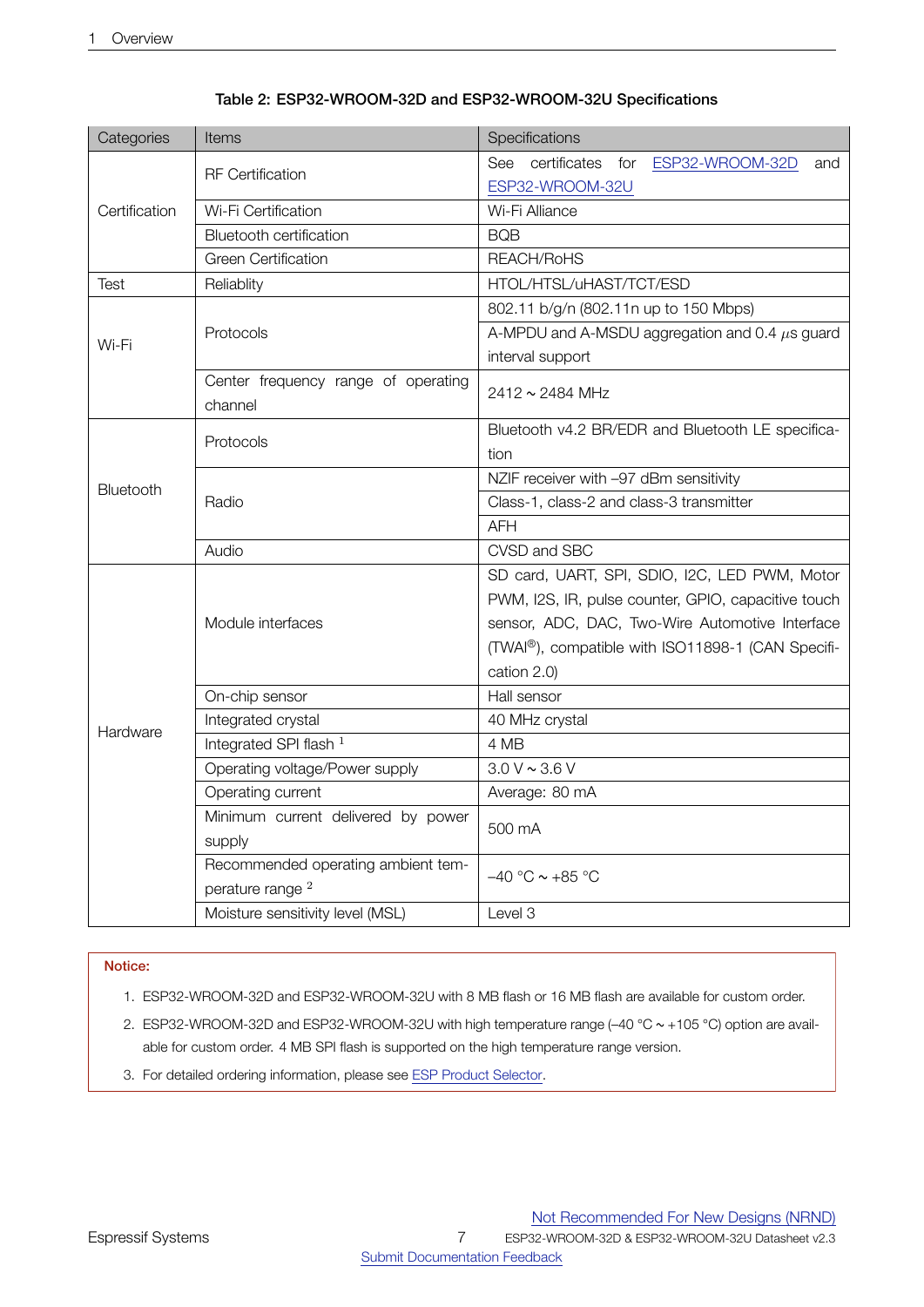Table 2: ESP32-WROOM-32D and ESP32-WROOM-32U Specifications

| Categories | Items | Specifications |
| --- | --- | --- |
| Certification | RF Certification | See certificates for ESP32-WROOM-32D and ESP32-WROOM-32U |
| | Wi-Fi Certification | Wi-Fi Alliance |
| | Bluetooth certification | BQB |
| | Green Certification | REACH/RoHS |
| Test | Reliablity | HTOL/HTSL/uHAST/TCT/ESD |
| Wi-Fi | Protocols | 802.11 b/g/n (802.11n up to 150 Mbps) |
| | | A-MPDU and A-MSDU aggregation and 0.4 $\mu$s guard interval support |
| | Center frequency range of operating channel | 2412 ~ 2484 MHz |
| Bluetooth | Protocols | Bluetooth v4.2 BR/EDR and Bluetooth LE specification |
| | Radio | NZIF receiver with –97 dBm sensitivity |
| | | Class-1, class-2 and class-3 transmitter |
| | | AFH |
| | Audio | CVSD and SBC |
| Hardware | Module interfaces | SD card, UART, SPI, SDIO, I2C, LED PWM, Motor PWM, I2S, IR, pulse counter, GPIO, capacitive touch sensor, ADC, DAC, Two-Wire Automotive Interface (TWAI®), compatible with ISO11898-1 (CAN Specification 2.0) |
| | On-chip sensor | Hall sensor |
| | Integrated crystal | 40 MHz crystal |
| | Integrated SPI flash [1] | 4 MB |
| | Operating voltage/Power supply | 3.0 V ~ 3.6 V |
| | Operating current | Average: 80 mA |
| | Minimum current delivered by power supply | 500 mA |
| | Recommended operating ambient temperature range [2] | –40 °C ~ +85 °C |
| | Moisture sensitivity level (MSL) | Level 3 |

**Notice:**

1. ESP32-WROOM-32D and ESP32-WROOM-32U with 8 MB flash or 16 MB flash are available for custom order.
2. ESP32-WROOM-32D and ESP32-WROOM-32U with high temperature range (–40 °C ~ +105 °C) option are available for custom order. 4 MB SPI flash is supported on the high temperature range version.
3. For detailed ordering information, please see ESP Product Selector.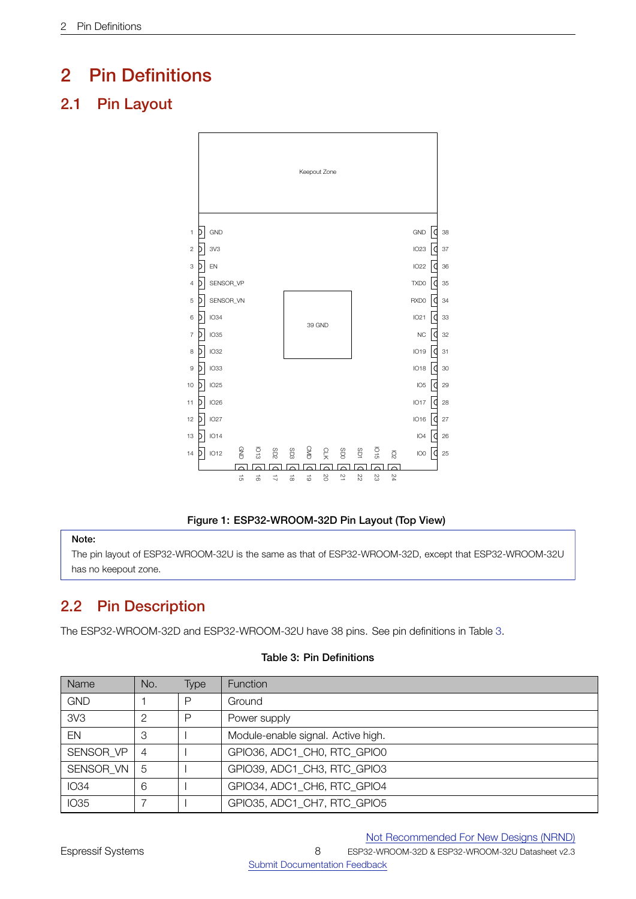# 2 Pin Definitions

## 2.1 Pin Layout

Figure 1: ESP32-WROOM-32D Pin Layout (Top View)

**Note:**

The pin layout of ESP32-WROOM-32U is the same as that of ESP32-WROOM-32D, except that ESP32-WROOM-32U has no keepout zone.

## 2.2 Pin Description

The ESP32-WROOM-32D and ESP32-WROOM-32U have 38 pins. See pin definitions in Table 3.

**Table 3: Pin Definitions**

| Name | No. | Type | Function |
|---|---|---|---|
| GND | 1 | P | Ground |
| 3V3 | 2 | P | Power supply |
| EN | 3 | I | Module-enable signal. Active high. |
| SENSOR_VP | 4 | I | GPIO36, ADC1_CH0, RTC_GPIO0 |
| SENSOR_VN | 5 | I | GPIO39, ADC1_CH3, RTC_GPIO3 |
| IO34 | 6 | I | GPIO34, ADC1_CH6, RTC_GPIO4 |
| IO35 | 7 | I | GPIO35, ADC1_CH7, RTC_GPIO5 |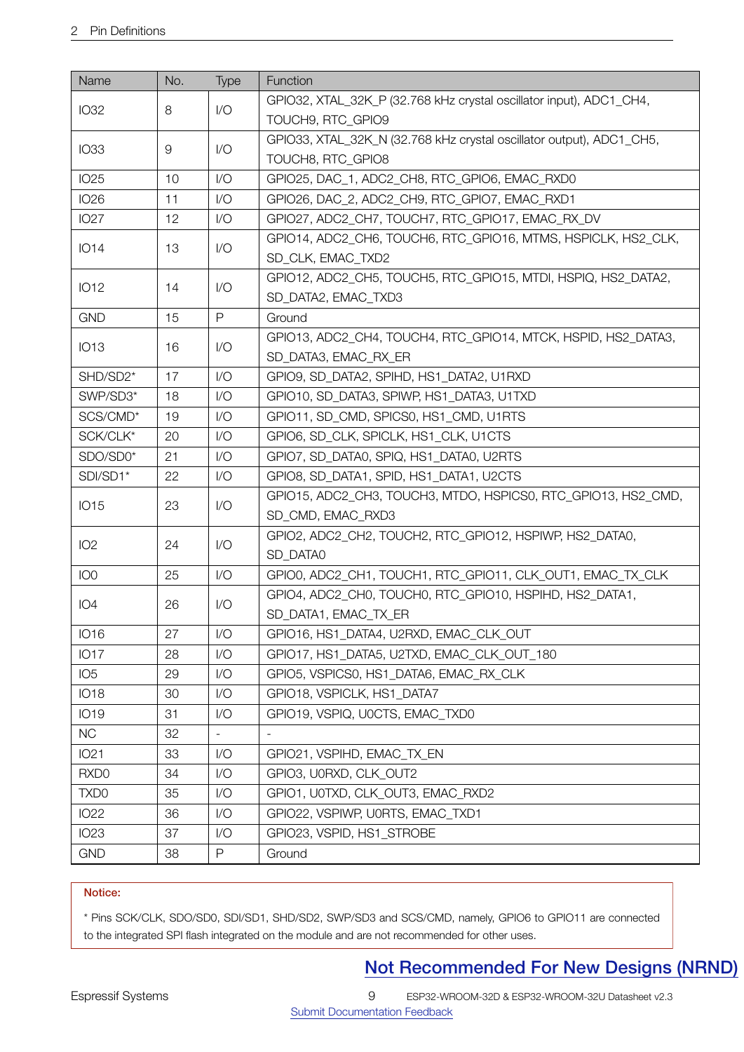| Name | No. | Type | Function |
|---|---|---|---|
| IO32 | 8 | I/O | GPIO32, XTAL_32K_P (32.768 kHz crystal oscillator input), ADC1_CH4, TOUCH9, RTC_GPIO9 |
| IO33 | 9 | I/O | GPIO33, XTAL_32K_N (32.768 kHz crystal oscillator output), ADC1_CH5, TOUCH8, RTC_GPIO8 |
| IO25 | 10 | I/O | GPIO25, DAC_1, ADC2_CH8, RTC_GPIO6, EMAC_RXD0 |
| IO26 | 11 | I/O | GPIO26, DAC_2, ADC2_CH9, RTC_GPIO7, EMAC_RXD1 |
| IO27 | 12 | I/O | GPIO27, ADC2_CH7, TOUCH7, RTC_GPIO17, EMAC_RX_DV |
| IO14 | 13 | I/O | GPIO14, ADC2_CH6, TOUCH6, RTC_GPIO16, MTMS, HSPICLK, HS2_CLK, SD_CLK, EMAC_TXD2 |
| IO12 | 14 | I/O | GPIO12, ADC2_CH5, TOUCH5, RTC_GPIO15, MTDI, HSPIQ, HS2_DATA2, SD_DATA2, EMAC_TXD3 |
| GND | 15 | P | Ground |
| IO13 | 16 | I/O | GPIO13, ADC2_CH4, TOUCH4, RTC_GPIO14, MTCK, HSPID, HS2_DATA3, SD_DATA3, EMAC_RX_ER |
| SHD/SD2* | 17 | I/O | GPIO9, SD_DATA2, SPIHD, HS1_DATA2, U1RXD |
| SWP/SD3* | 18 | I/O | GPIO10, SD_DATA3, SPIWP, HS1_DATA3, U1TXD |
| SCS/CMD* | 19 | I/O | GPIO11, SD_CMD, SPICS0, HS1_CMD, U1RTS |
| SCK/CLK* | 20 | I/O | GPIO6, SD_CLK, SPICLK, HS1_CLK, U1CTS |
| SDO/SD0* | 21 | I/O | GPIO7, SD_DATA0, SPIQ, HS1_DATA0, U2RTS |
| SDI/SD1* | 22 | I/O | GPIO8, SD_DATA1, SPID, HS1_DATA1, U2CTS |
| IO15 | 23 | I/O | GPIO15, ADC2_CH3, TOUCH3, MTDO, HSPICS0, RTC_GPIO13, HS2_CMD, SD_CMD, EMAC_RXD3 |
| IO2 | 24 | I/O | GPIO2, ADC2_CH2, TOUCH2, RTC_GPIO12, HSPIWP, HS2_DATA0, SD_DATA0 |
| IO0 | 25 | I/O | GPIO0, ADC2_CH1, TOUCH1, RTC_GPIO11, CLK_OUT1, EMAC_TX_CLK |
| IO4 | 26 | I/O | GPIO4, ADC2_CH0, TOUCH0, RTC_GPIO10, HSPIHD, HS2_DATA1, SD_DATA1, EMAC_TX_ER |
| IO16 | 27 | I/O | GPIO16, HS1_DATA4, U2RXD, EMAC_CLK_OUT |
| IO17 | 28 | I/O | GPIO17, HS1_DATA5, U2TXD, EMAC_CLK_OUT_180 |
| IO5 | 29 | I/O | GPIO5, VSPICS0, HS1_DATA6, EMAC_RX_CLK |
| IO18 | 30 | I/O | GPIO18, VSPICLK, HS1_DATA7 |
| IO19 | 31 | I/O | GPIO19, VSPIQ, U0CTS, EMAC_TXD0 |
| NC | 32 | - | - |
| IO21 | 33 | I/O | GPIO21, VSPIHD, EMAC_TX_EN |
| RXD0 | 34 | I/O | GPIO3, U0RXD, CLK_OUT2 |
| TXD0 | 35 | I/O | GPIO1, U0TXD, CLK_OUT3, EMAC_RXD2 |
| IO22 | 36 | I/O | GPIO22, VSPIWP, U0RTS, EMAC_TXD1 |
| IO23 | 37 | I/O | GPIO23, VSPID, HS1_STROBE |
| GND | 38 | P | Ground |

**Notice:**

* Pins SCK/CLK, SDO/SD0, SDI/SD1, SHD/SD2, SWP/SD3 and SCS/CMD, namely, GPIO6 to GPIO11 are connected to the integrated SPI flash integrated on the module and are not recommended for other uses.

**Not Recommended For New Designs (NRND)**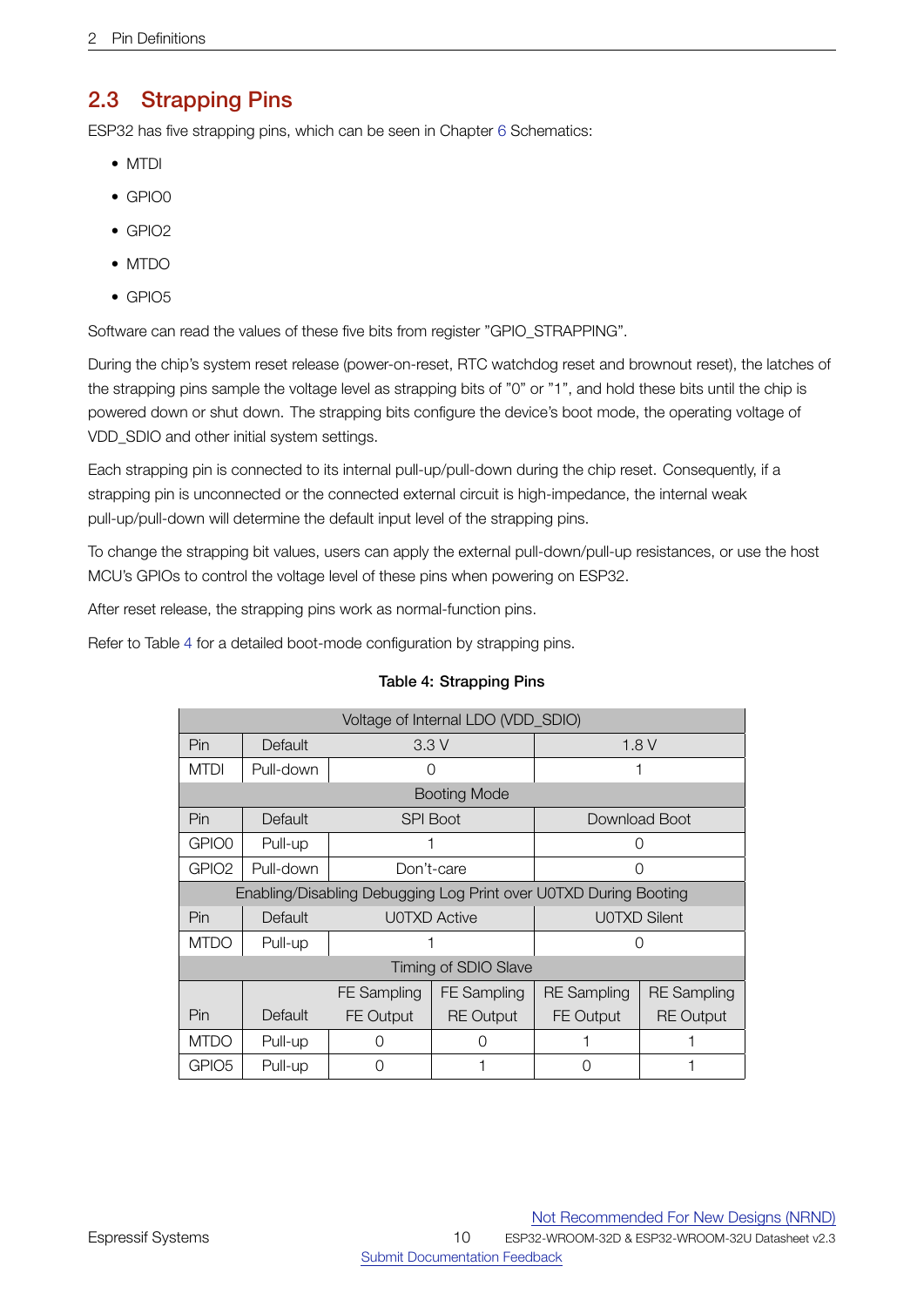## 2.3 Strapping Pins

ESP32 has five strapping pins, which can be seen in Chapter 6 Schematics:

- MTDI
- GPIO0
- GPIO2
- MTDO
- GPIO5

Software can read the values of these five bits from register "GPIO_STRAPPING".

During the chip's system reset release (power-on-reset, RTC watchdog reset and brownout reset), the latches of the strapping pins sample the voltage level as strapping bits of "0" or "1", and hold these bits until the chip is powered down or shut down. The strapping bits configure the device's boot mode, the operating voltage of VDD_SDIO and other initial system settings.

Each strapping pin is connected to its internal pull-up/pull-down during the chip reset. Consequently, if a strapping pin is unconnected or the connected external circuit is high-impedance, the internal weak pull-up/pull-down will determine the default input level of the strapping pins.

To change the strapping bit values, users can apply the external pull-down/pull-up resistances, or use the host MCU's GPIOs to control the voltage level of these pins when powering on ESP32.

After reset release, the strapping pins work as normal-function pins.

Refer to Table 4 for a detailed boot-mode configuration by strapping pins.

**Table 4: Strapping Pins**

| Voltage of Internal LDO (VDD_SDIO) | | | | | |
|---|---|---|---|---|---|
| Pin | Default | 3.3 V | | 1.8 V | |
| MTDI | Pull-down | 0 | | 1 | |
| Booting Mode | | | | | |
| Pin | Default | SPI Boot | | Download Boot | |
| GPIO0 | Pull-up | 1 | | 0 | |
| GPIO2 | Pull-down | Don't-care | | 0 | |
| Enabling/Disabling Debugging Log Print over U0TXD During Booting | | | | | |
| Pin | Default | U0TXD Active | | U0TXD Silent | |
| MTDO | Pull-up | 1 | | 0 | |
| Timing of SDIO Slave | | | | | |
| Pin | Default | FE Sampling FE Output | FE Sampling RE Output | RE Sampling FE Output | RE Sampling RE Output |
| MTDO | Pull-up | 0 | 0 | 1 | 1 |
| GPIO5 | Pull-up | 0 | 1 | 0 | 1 |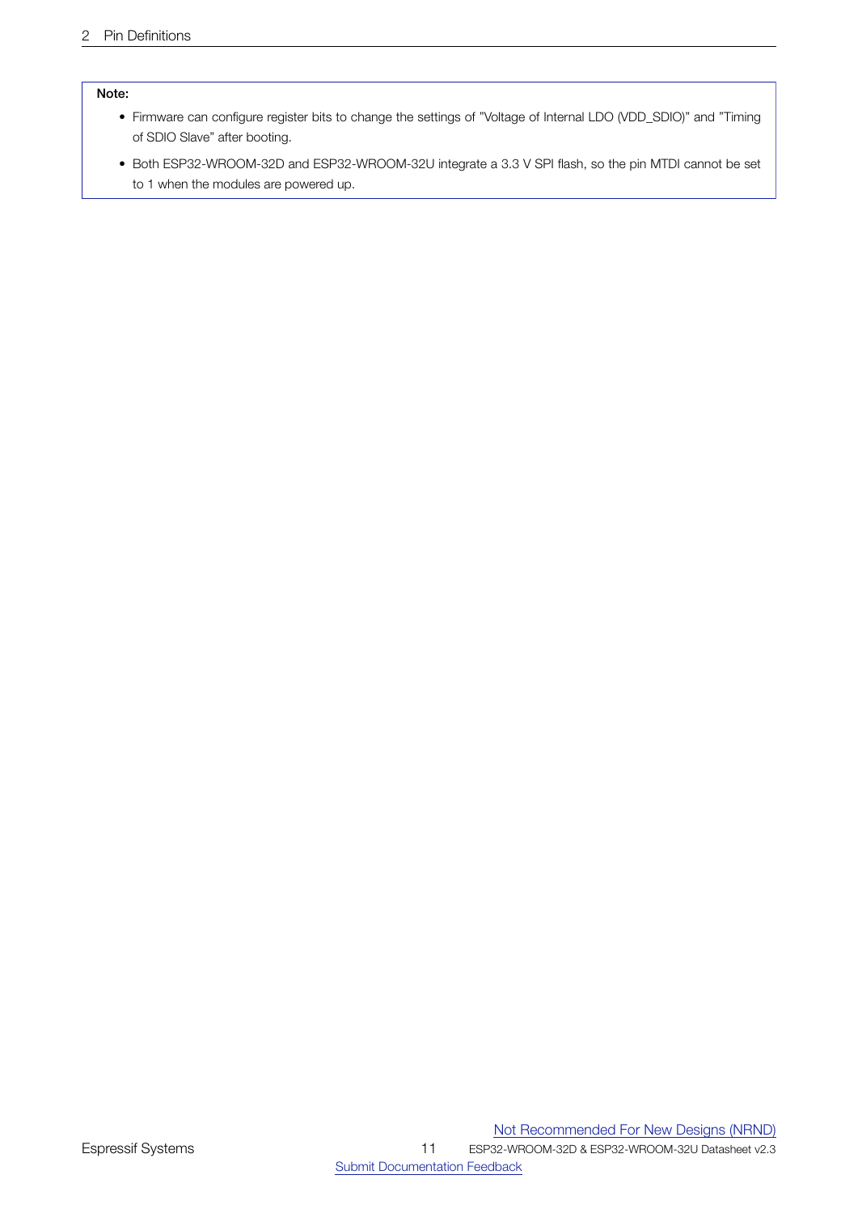**Note:**

- Firmware can configure register bits to change the settings of "Voltage of Internal LDO (VDD_SDIO)" and "Timing of SDIO Slave" after booting.
- Both ESP32-WROOM-32D and ESP32-WROOM-32U integrate a 3.3 V SPI flash, so the pin MTDI cannot be set to 1 when the modules are powered up.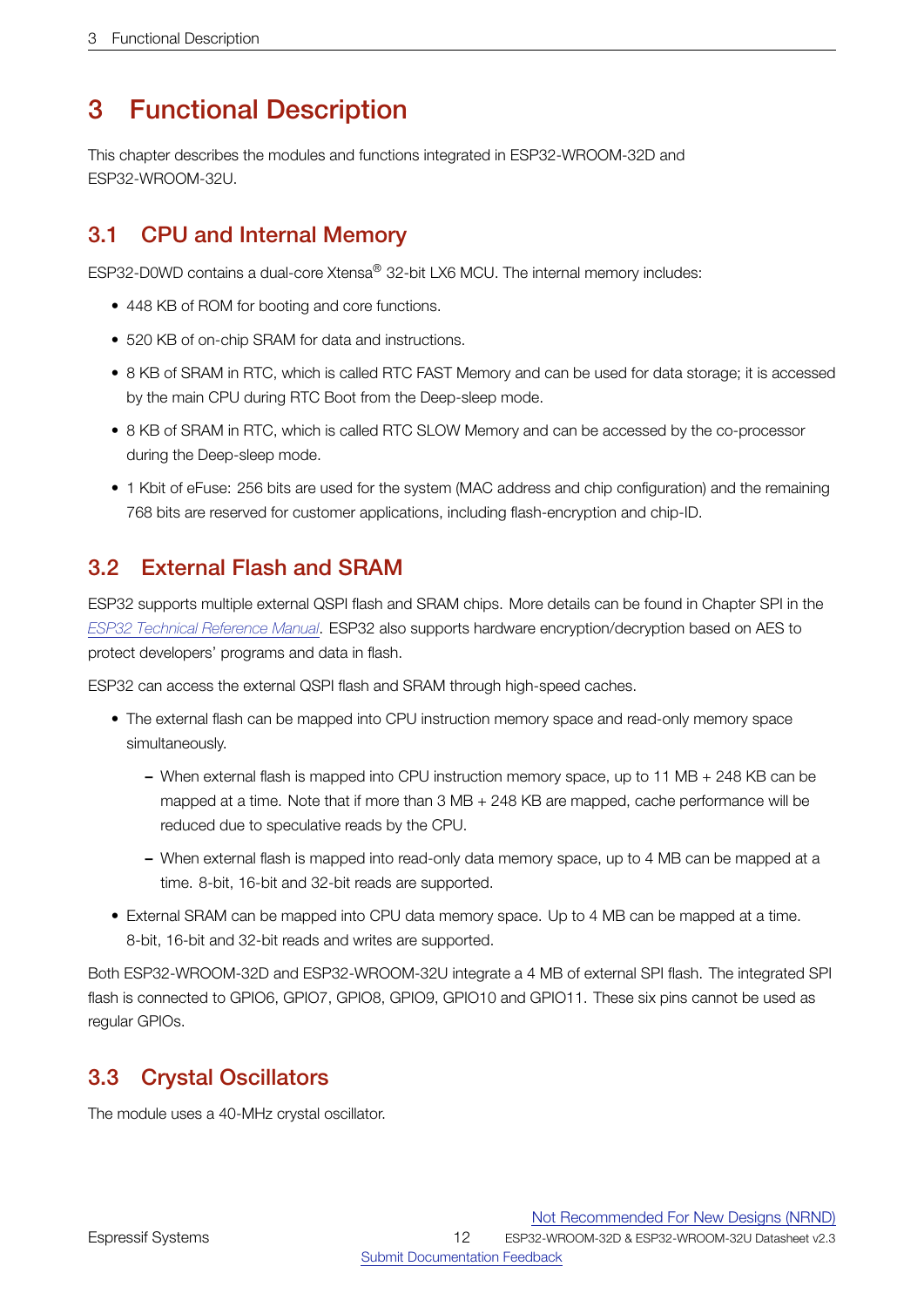# 3 Functional Description

This chapter describes the modules and functions integrated in ESP32-WROOM-32D and ESP32-WROOM-32U.

## 3.1 CPU and Internal Memory

ESP32-D0WD contains a dual-core Xtensa® 32-bit LX6 MCU. The internal memory includes:

- 448 KB of ROM for booting and core functions.
- 520 KB of on-chip SRAM for data and instructions.
- 8 KB of SRAM in RTC, which is called RTC FAST Memory and can be used for data storage; it is accessed by the main CPU during RTC Boot from the Deep-sleep mode.
- 8 KB of SRAM in RTC, which is called RTC SLOW Memory and can be accessed by the co-processor during the Deep-sleep mode.
- 1 Kbit of eFuse: 256 bits are used for the system (MAC address and chip configuration) and the remaining 768 bits are reserved for customer applications, including flash-encryption and chip-ID.

## 3.2 External Flash and SRAM

ESP32 supports multiple external QSPI flash and SRAM chips. More details can be found in Chapter SPI in the *ESP32 Technical Reference Manual*. ESP32 also supports hardware encryption/decryption based on AES to protect developers' programs and data in flash.

ESP32 can access the external QSPI flash and SRAM through high-speed caches.

- The external flash can be mapped into CPU instruction memory space and read-only memory space simultaneously.
  - When external flash is mapped into CPU instruction memory space, up to 11 MB + 248 KB can be mapped at a time. Note that if more than 3 MB + 248 KB are mapped, cache performance will be reduced due to speculative reads by the CPU.
  - When external flash is mapped into read-only data memory space, up to 4 MB can be mapped at a time. 8-bit, 16-bit and 32-bit reads are supported.
- External SRAM can be mapped into CPU data memory space. Up to 4 MB can be mapped at a time. 8-bit, 16-bit and 32-bit reads and writes are supported.

Both ESP32-WROOM-32D and ESP32-WROOM-32U integrate a 4 MB of external SPI flash. The integrated SPI flash is connected to GPIO6, GPIO7, GPIO8, GPIO9, GPIO10 and GPIO11. These six pins cannot be used as regular GPIOs.

## 3.3 Crystal Oscillators

The module uses a 40-MHz crystal oscillator.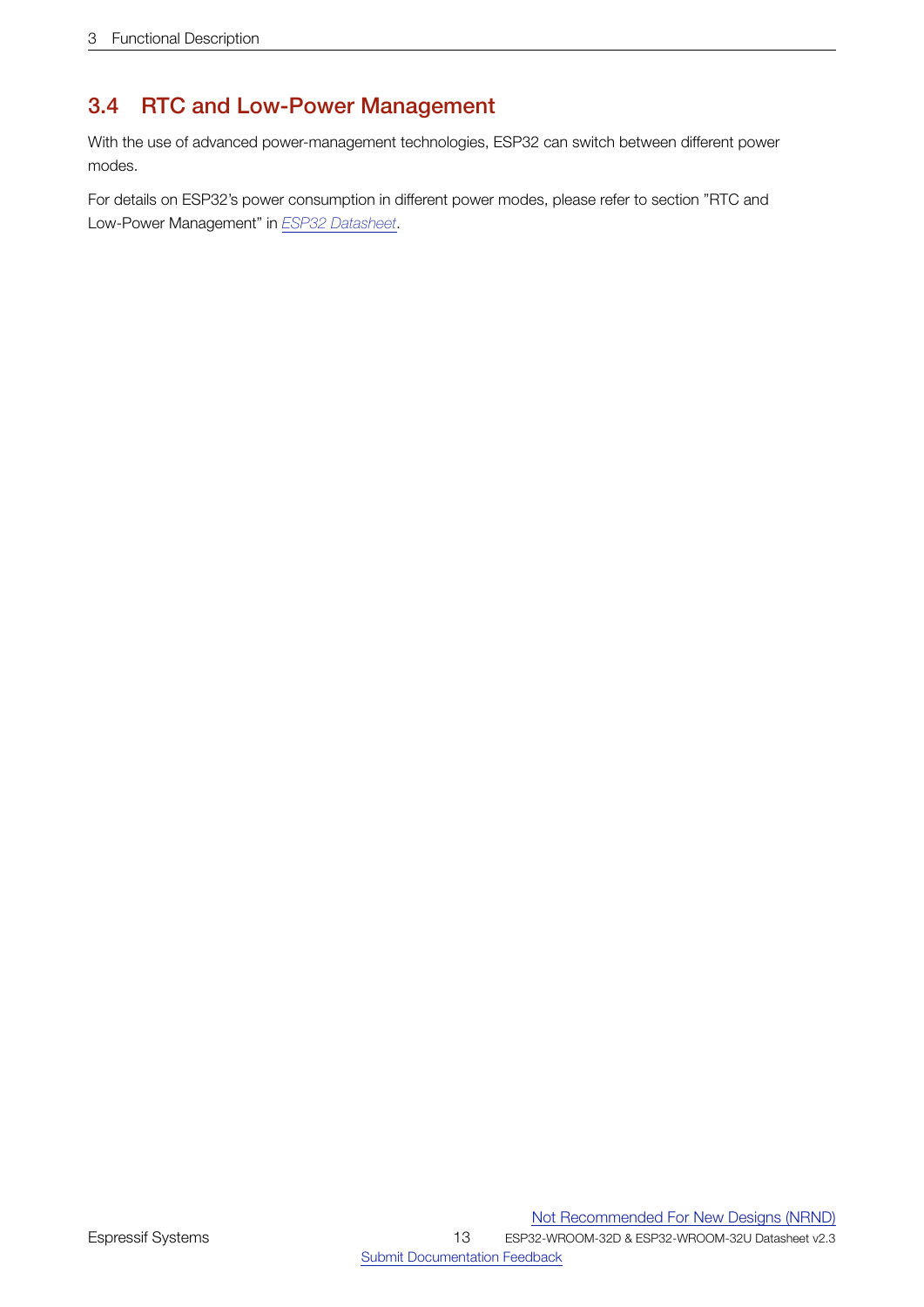## 3.4 RTC and Low-Power Management

With the use of advanced power-management technologies, ESP32 can switch between different power modes.

For details on ESP32's power consumption in different power modes, please refer to section "RTC and Low-Power Management" in *ESP32 Datasheet*.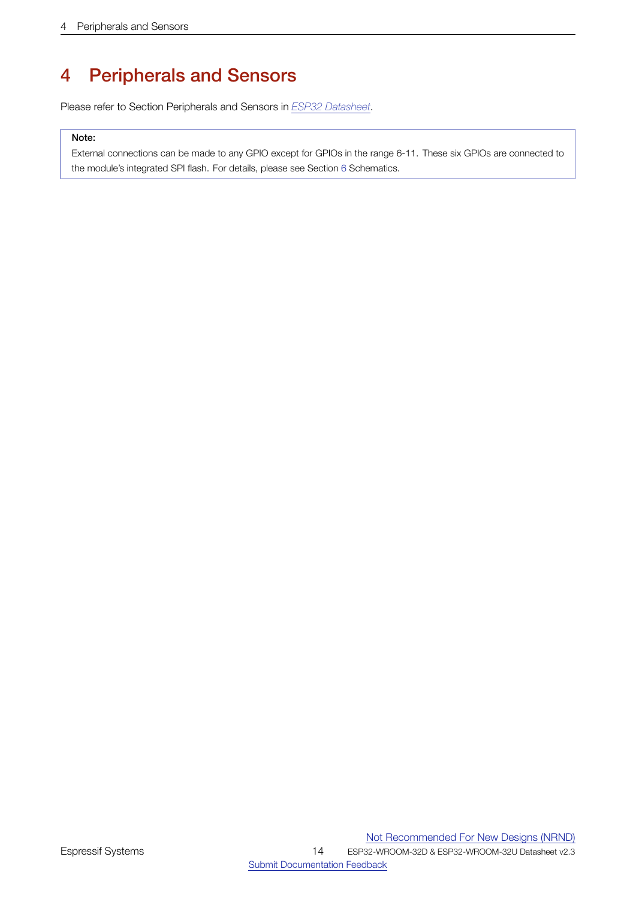# 4 Peripherals and Sensors

Please refer to Section Peripherals and Sensors in *ESP32 Datasheet*.

> **Note:**
>
> External connections can be made to any GPIO except for GPIOs in the range 6-11. These six GPIOs are connected to the module's integrated SPI flash. For details, please see Section 6 Schematics.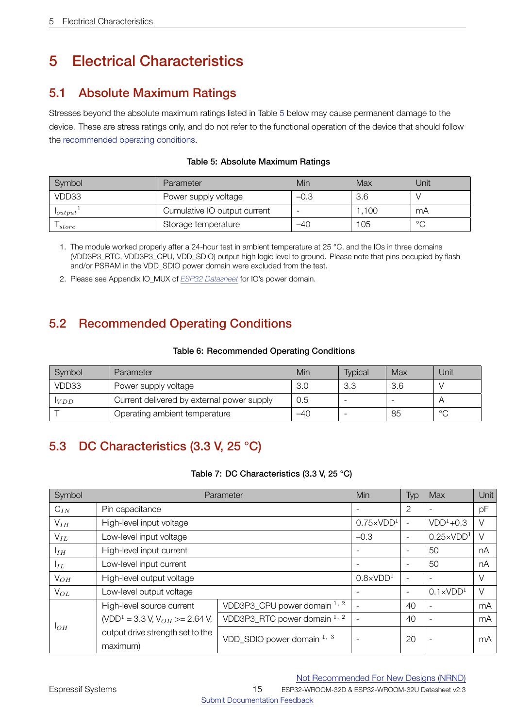# 5 Electrical Characteristics

## 5.1 Absolute Maximum Ratings

Stresses beyond the absolute maximum ratings listed in Table 5 below may cause permanent damage to the device. These are stress ratings only, and do not refer to the functional operation of the device that should follow the recommended operating conditions.

**Table 5: Absolute Maximum Ratings**

| Symbol | Parameter | Min | Max | Unit |
|---|---|---|---|---|
| VDD33 | Power supply voltage | –0.3 | 3.6 | V |
| $I_{output}$[1] | Cumulative IO output current | - | 1,100 | mA |
| $T_{store}$ | Storage temperature | –40 | 105 | °C |

1. The module worked properly after a 24-hour test in ambient temperature at 25 °C, and the IOs in three domains (VDD3P3_RTC, VDD3P3_CPU, VDD_SDIO) output high logic level to ground. Please note that pins occupied by flash and/or PSRAM in the VDD_SDIO power domain were excluded from the test.
2. Please see Appendix IO_MUX of *ESP32 Datasheet* for IO's power domain.

## 5.2 Recommended Operating Conditions

**Table 6: Recommended Operating Conditions**

| Symbol | Parameter | Min | Typical | Max | Unit |
|---|---|---|---|---|---|
| VDD33 | Power supply voltage | 3.0 | 3.3 | 3.6 | V |
| $I_{VDD}$ | Current delivered by external power supply | 0.5 | - | - | A |
| T | Operating ambient temperature | –40 | - | 85 | °C |

## 5.3 DC Characteristics (3.3 V, 25 °C)

**Table 7: DC Characteristics (3.3 V, 25 °C)**

| Symbol | Parameter | | Min | Typ | Max | Unit |
|---|---|---|---|---|---|---|
| $C_{IN}$ | Pin capacitance | | - | 2 | - | pF |
| $V_{IH}$ | High-level input voltage | | 0.75×VDD[1] | - | VDD[1]+0.3 | V |
| $V_{IL}$ | Low-level input voltage | | –0.3 | - | 0.25×VDD[1] | V |
| $I_{IH}$ | High-level input current | | - | - | 50 | nA |
| $I_{IL}$ | Low-level input current | | - | - | 50 | nA |
| $V_{OH}$ | High-level output voltage | | 0.8×VDD[1] | - | - | V |
| $V_{OL}$ | Low-level output voltage | | - | - | 0.1×VDD[1] | V |
| $I_{OH}$ | High-level source current (VDD[1] = 3.3 V, $V_{OH}$ >= 2.64 V, output drive strength set to the maximum) | VDD3P3_CPU power domain [1,2] | - | 40 | - | mA |
| | | VDD3P3_RTC power domain [1,2] | - | 40 | - | mA |
| | | VDD_SDIO power domain [1,3] | - | 20 | - | mA |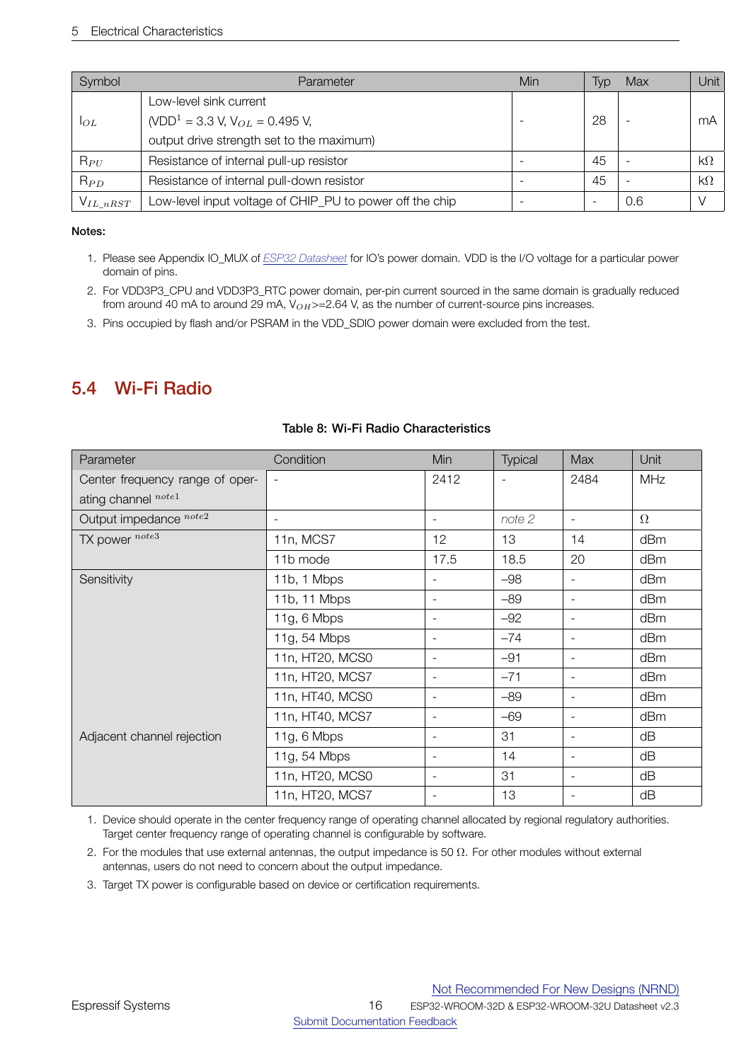| Symbol | Parameter | Min | Typ | Max | Unit |
|---|---|---|---|---|---|
| $I_{OL}$ | Low-level sink current (VDD[1] = 3.3 V, $V_{OL}$ = 0.495 V, output drive strength set to the maximum) | - | 28 | - | mA |
| $R_{PU}$ | Resistance of internal pull-up resistor | - | 45 | - | kΩ |
| $R_{PD}$ | Resistance of internal pull-down resistor | - | 45 | - | kΩ |
| $V_{IL\_nRST}$ | Low-level input voltage of CHIP_PU to power off the chip | - | - | 0.6 | V |

**Notes:**

1. Please see Appendix IO_MUX of *ESP32 Datasheet* for IO's power domain. VDD is the I/O voltage for a particular power domain of pins.
2. For VDD3P3_CPU and VDD3P3_RTC power domain, per-pin current sourced in the same domain is gradually reduced from around 40 mA to around 29 mA, $V_{OH}$>=2.64 V, as the number of current-source pins increases.
3. Pins occupied by flash and/or PSRAM in the VDD_SDIO power domain were excluded from the test.

## 5.4 Wi-Fi Radio

**Table 8: Wi-Fi Radio Characteristics**

| Parameter | Condition | Min | Typical | Max | Unit |
|---|---|---|---|---|---|
| Center frequency range of operating channel note1 | - | 2412 | - | 2484 | MHz |
| Output impedance note2 | - | - | *note 2* | - | Ω |
| TX power note3 | 11n, MCS7 | 12 | 13 | 14 | dBm |
| | 11b mode | 17.5 | 18.5 | 20 | dBm |
| Sensitivity | 11b, 1 Mbps | - | –98 | - | dBm |
| | 11b, 11 Mbps | - | –89 | - | dBm |
| | 11g, 6 Mbps | - | –92 | - | dBm |
| | 11g, 54 Mbps | - | –74 | - | dBm |
| | 11n, HT20, MCS0 | - | –91 | - | dBm |
| | 11n, HT20, MCS7 | - | –71 | - | dBm |
| | 11n, HT40, MCS0 | - | –89 | - | dBm |
| | 11n, HT40, MCS7 | - | –69 | - | dBm |
| Adjacent channel rejection | 11g, 6 Mbps | - | 31 | - | dB |
| | 11g, 54 Mbps | - | 14 | - | dB |
| | 11n, HT20, MCS0 | - | 31 | - | dB |
| | 11n, HT20, MCS7 | - | 13 | - | dB |

1. Device should operate in the center frequency range of operating channel allocated by regional regulatory authorities. Target center frequency range of operating channel is configurable by software.
2. For the modules that use external antennas, the output impedance is 50 Ω. For other modules without external antennas, users do not need to concern about the output impedance.
3. Target TX power is configurable based on device or certification requirements.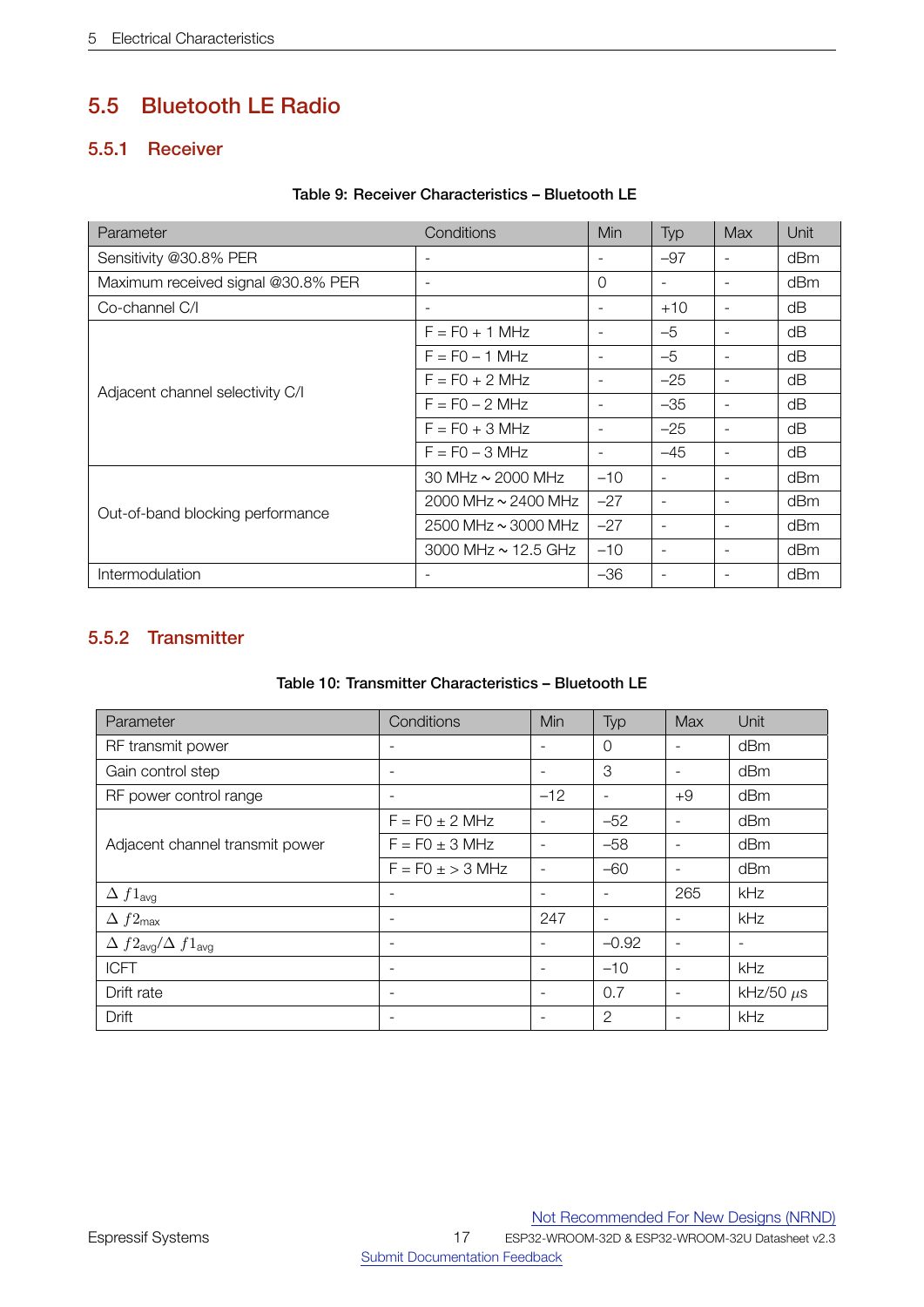## 5.5 Bluetooth LE Radio

### 5.5.1 Receiver

**Table 9: Receiver Characteristics – Bluetooth LE**

| Parameter | Conditions | Min | Typ | Max | Unit |
|---|---|---|---|---|---|
| Sensitivity @30.8% PER | - | - | –97 | - | dBm |
| Maximum received signal @30.8% PER | - | 0 | - | - | dBm |
| Co-channel C/I | - | - | +10 | - | dB |
| Adjacent channel selectivity C/I | F = F0 + 1 MHz | - | –5 | - | dB |
| | F = F0 – 1 MHz | - | –5 | - | dB |
| | F = F0 + 2 MHz | - | –25 | - | dB |
| | F = F0 – 2 MHz | - | –35 | - | dB |
| | F = F0 + 3 MHz | - | –25 | - | dB |
| | F = F0 – 3 MHz | - | –45 | - | dB |
| Out-of-band blocking performance | 30 MHz ~ 2000 MHz | –10 | - | - | dBm |
| | 2000 MHz ~ 2400 MHz | –27 | - | - | dBm |
| | 2500 MHz ~ 3000 MHz | –27 | - | - | dBm |
| | 3000 MHz ~ 12.5 GHz | –10 | - | - | dBm |
| Intermodulation | - | –36 | - | - | dBm |

### 5.5.2 Transmitter

**Table 10: Transmitter Characteristics – Bluetooth LE**

| Parameter | Conditions | Min | Typ | Max | Unit |
|---|---|---|---|---|---|
| RF transmit power | - | - | 0 | - | dBm |
| Gain control step | - | - | 3 | - | dBm |
| RF power control range | - | –12 | - | +9 | dBm |
| Adjacent channel transmit power | F = F0 ± 2 MHz | - | –52 | - | dBm |
| | F = F0 ± 3 MHz | - | –58 | - | dBm |
| | F = F0 ± > 3 MHz | - | –60 | - | dBm |
| $\Delta\ f1_{avg}$ | - | - | - | 265 | kHz |
| $\Delta\ f2_{max}$ | - | 247 | - | - | kHz |
| $\Delta\ f2_{avg}/\Delta\ f1_{avg}$ | - | - | –0.92 | - | - |
| ICFT | - | - | –10 | - | kHz |
| Drift rate | - | - | 0.7 | - | kHz/50 $\mu$s |
| Drift | - | - | 2 | - | kHz |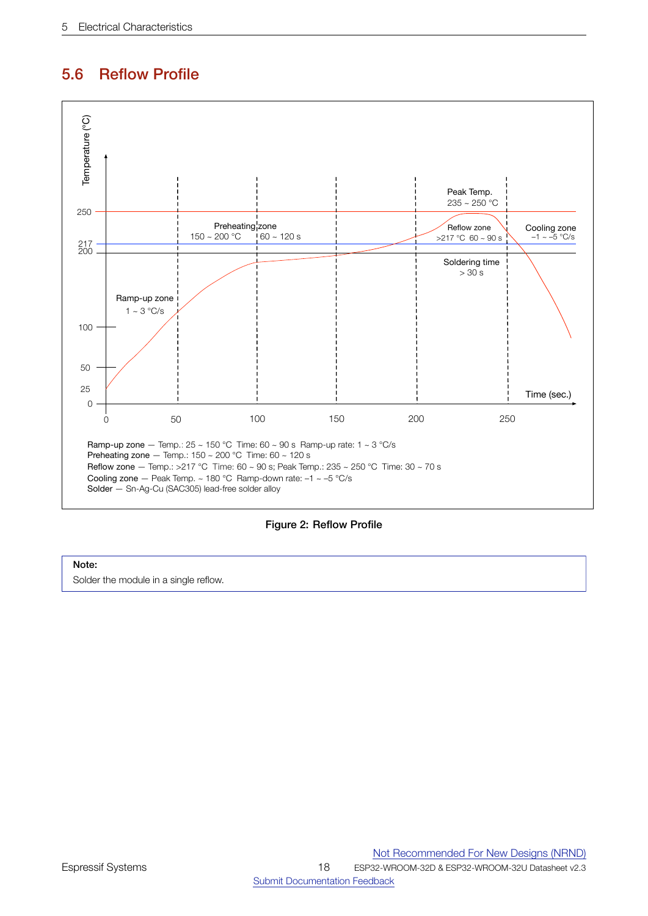## 5.6 Reflow Profile

Ramp-up zone — Temp.: 25 ~ 150 °C Time: 60 ~ 90 s Ramp-up rate: 1 ~ 3 °C/s
Preheating zone — Temp.: 150 ~ 200 °C Time: 60 ~ 120 s
Reflow zone — Temp.: >217 °C Time: 60 ~ 90 s; Peak Temp.: 235 ~ 250 °C Time: 30 ~ 70 s
Cooling zone — Peak Temp. ~ 180 °C Ramp-down rate: −1 ~ −5 °C/s
Solder — Sn-Ag-Cu (SAC305) lead-free solder alloy

Figure 2: Reflow Profile

**Note:**
Solder the module in a single reflow.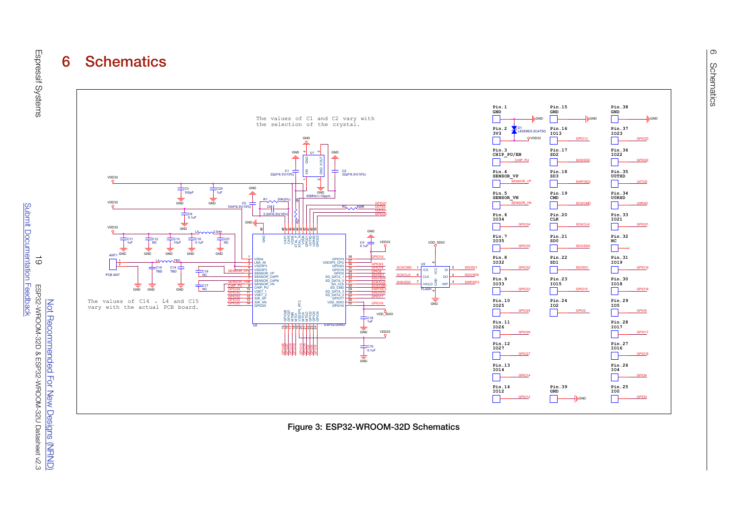# 6 Schematics

The values of C1 and C2 vary with the selection of the crystal.

The values of C14 、L4 and C15 vary with the actual PCB board.

Figure 3: ESP32-WROOM-32D Schematics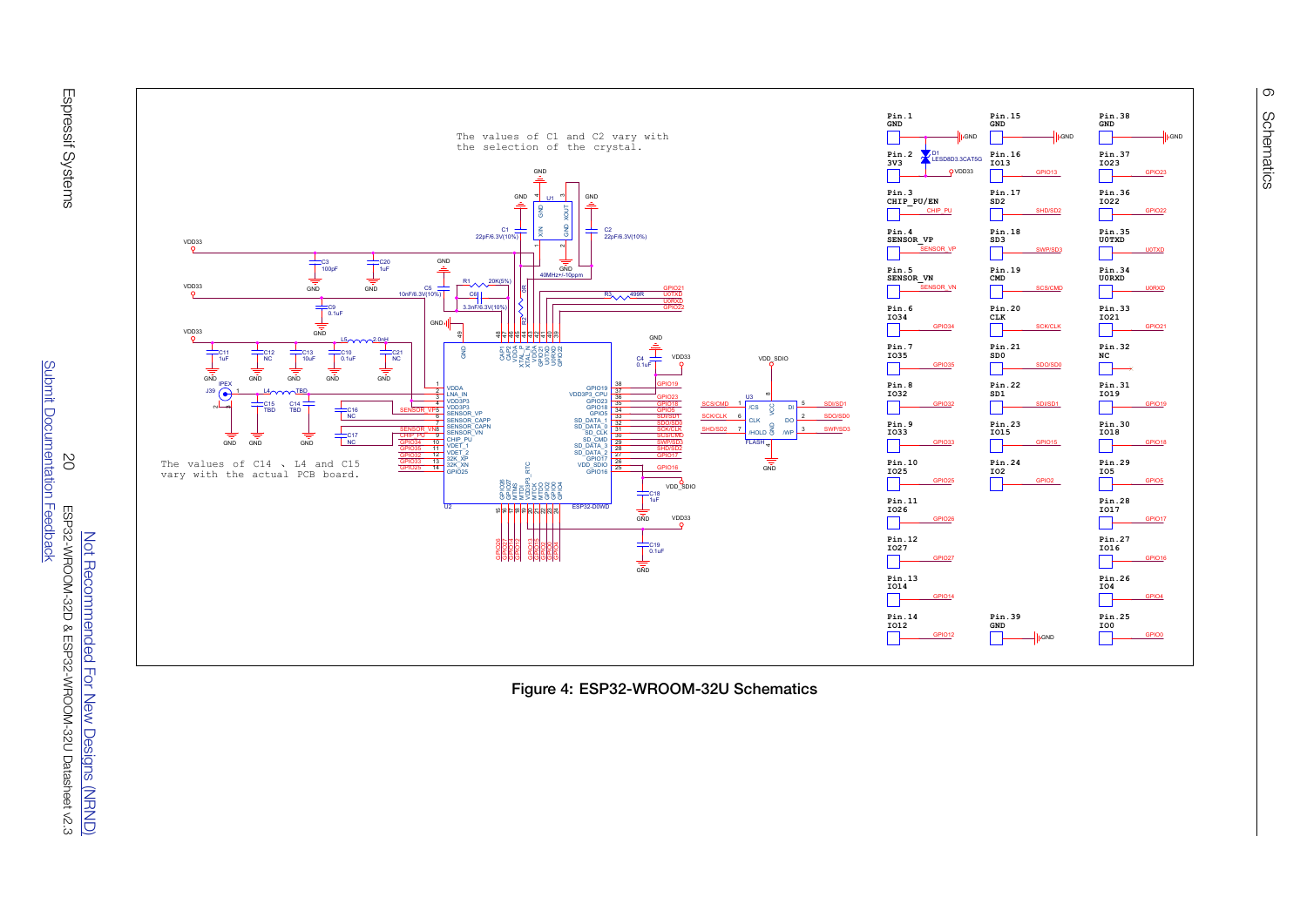The values of C1 and C2 vary with the selection of the crystal.

The values of C14 、L4 and C15 vary with the actual PCB board.

**Figure 4: ESP32-WROOM-32U Schematics**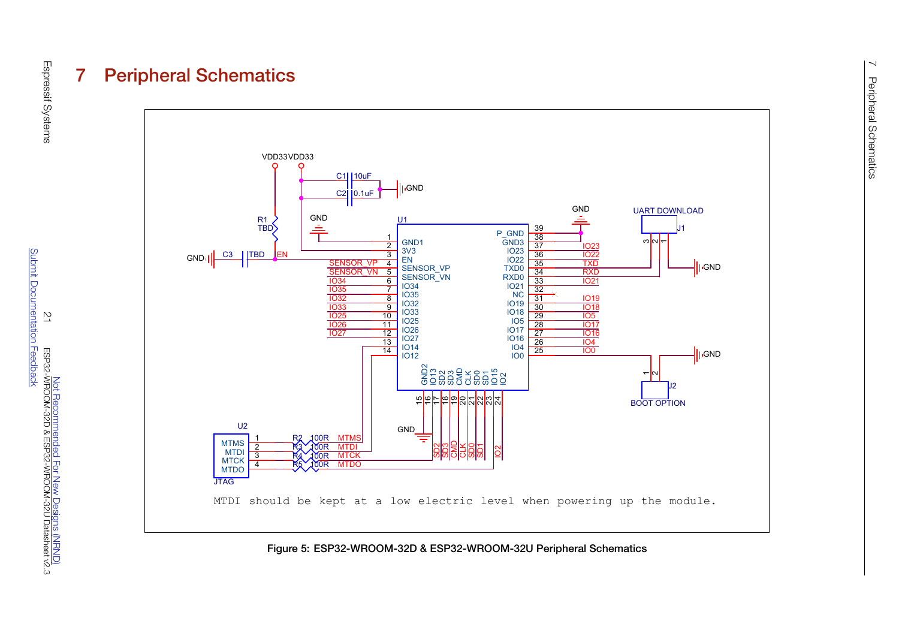# 7 Peripheral Schematics

MTDI should be kept at a low electric level when powering up the module.

**Figure 5: ESP32-WROOM-32D & ESP32-WROOM-32U Peripheral Schematics**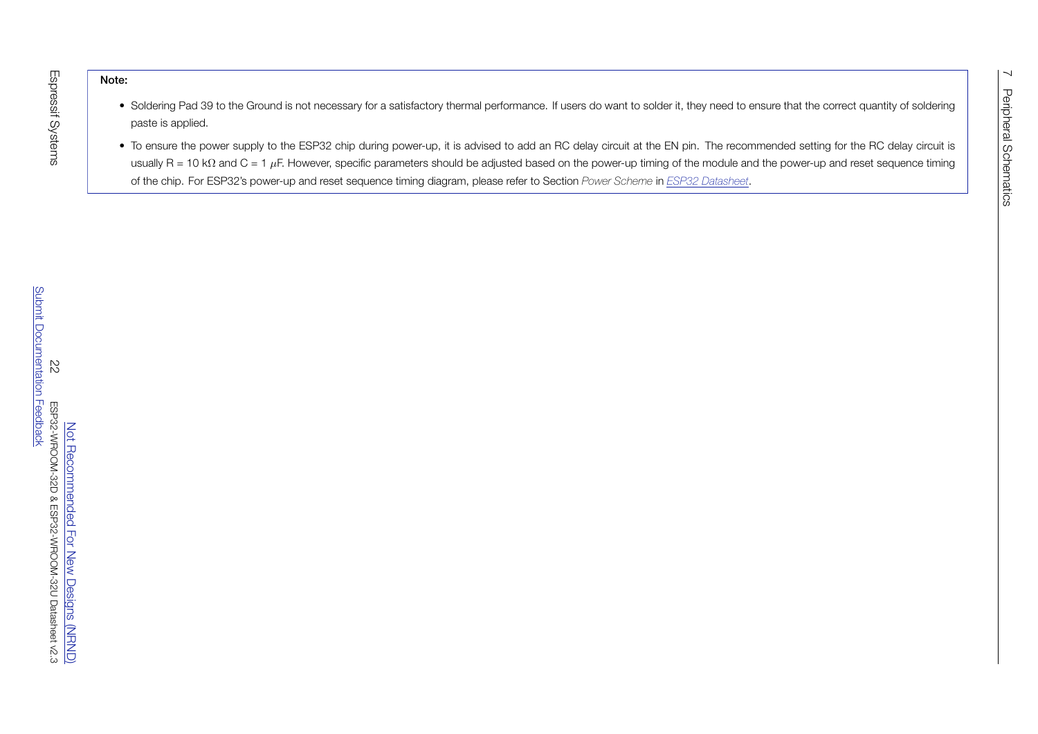**Note:**

- Soldering Pad 39 to the Ground is not necessary for a satisfactory thermal performance. If users do want to solder it, they need to ensure that the correct quantity of soldering paste is applied.
- To ensure the power supply to the ESP32 chip during power-up, it is advised to add an RC delay circuit at the EN pin. The recommended setting for the RC delay circuit is usually R = 10 kΩ and C = 1 $\mu$F. However, specific parameters should be adjusted based on the power-up timing of the module and the power-up and reset sequence timing of the chip. For ESP32's power-up and reset sequence timing diagram, please refer to Section *Power Scheme* in *ESP32 Datasheet*.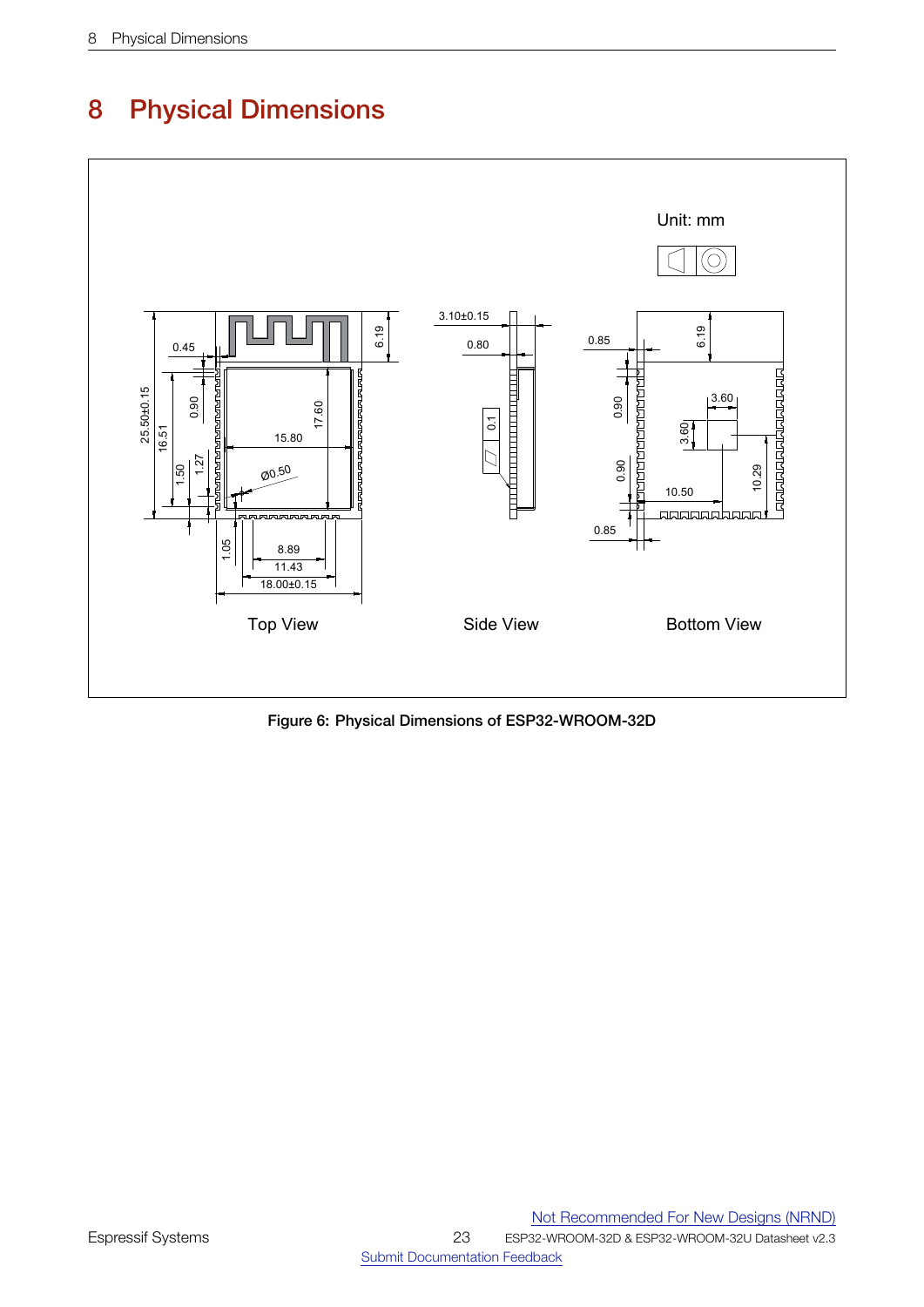# 8 Physical Dimensions

Unit: mm

Top View

Side View

Bottom View

**Figure 6: Physical Dimensions of ESP32-WROOM-32D**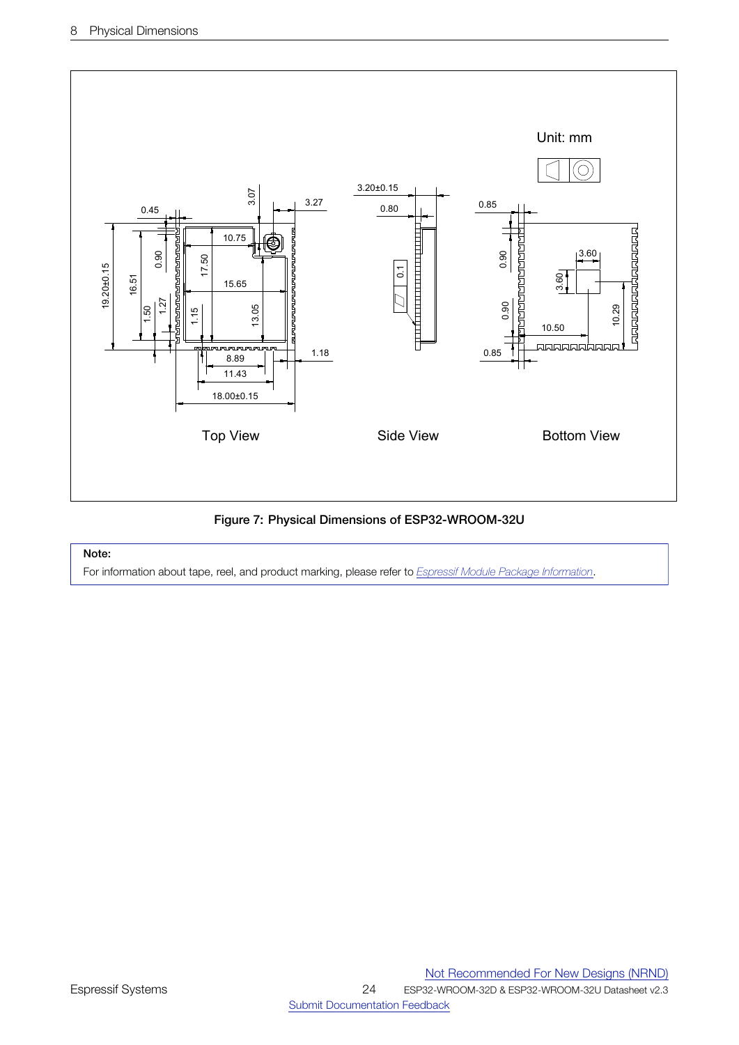Figure 7: Physical Dimensions of ESP32-WROOM-32U

**Note:**

For information about tape, reel, and product marking, please refer to *Espressif Module Package Information*.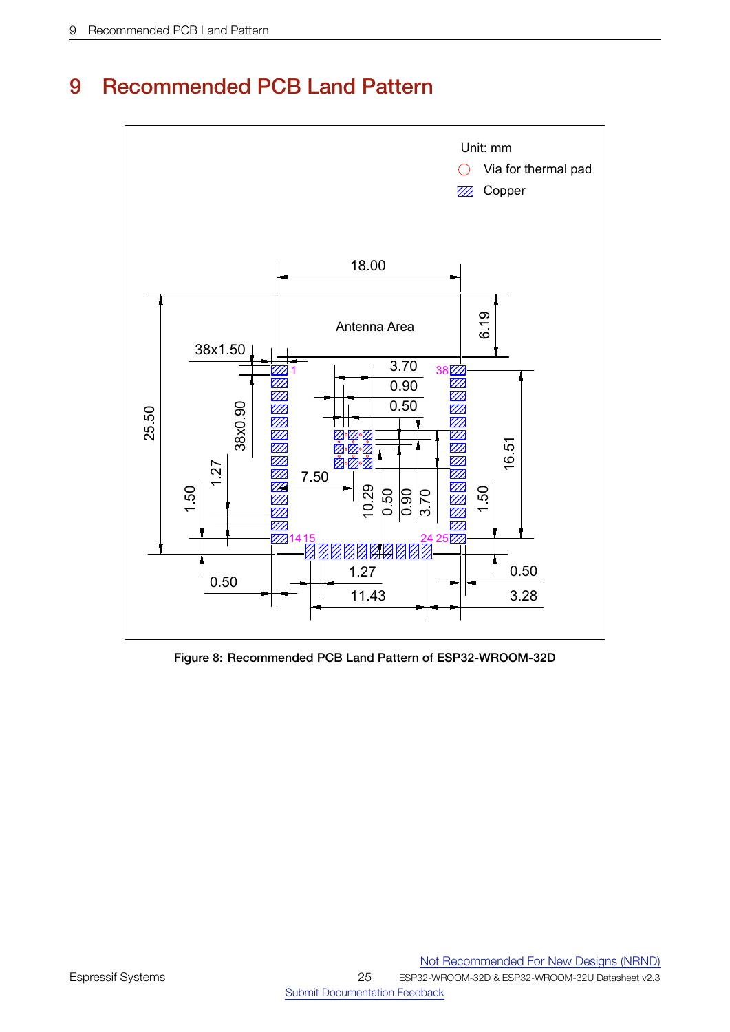# 9 Recommended PCB Land Pattern

Unit: mm

Via for thermal pad

Copper

Figure 8: Recommended PCB Land Pattern of ESP32-WROOM-32D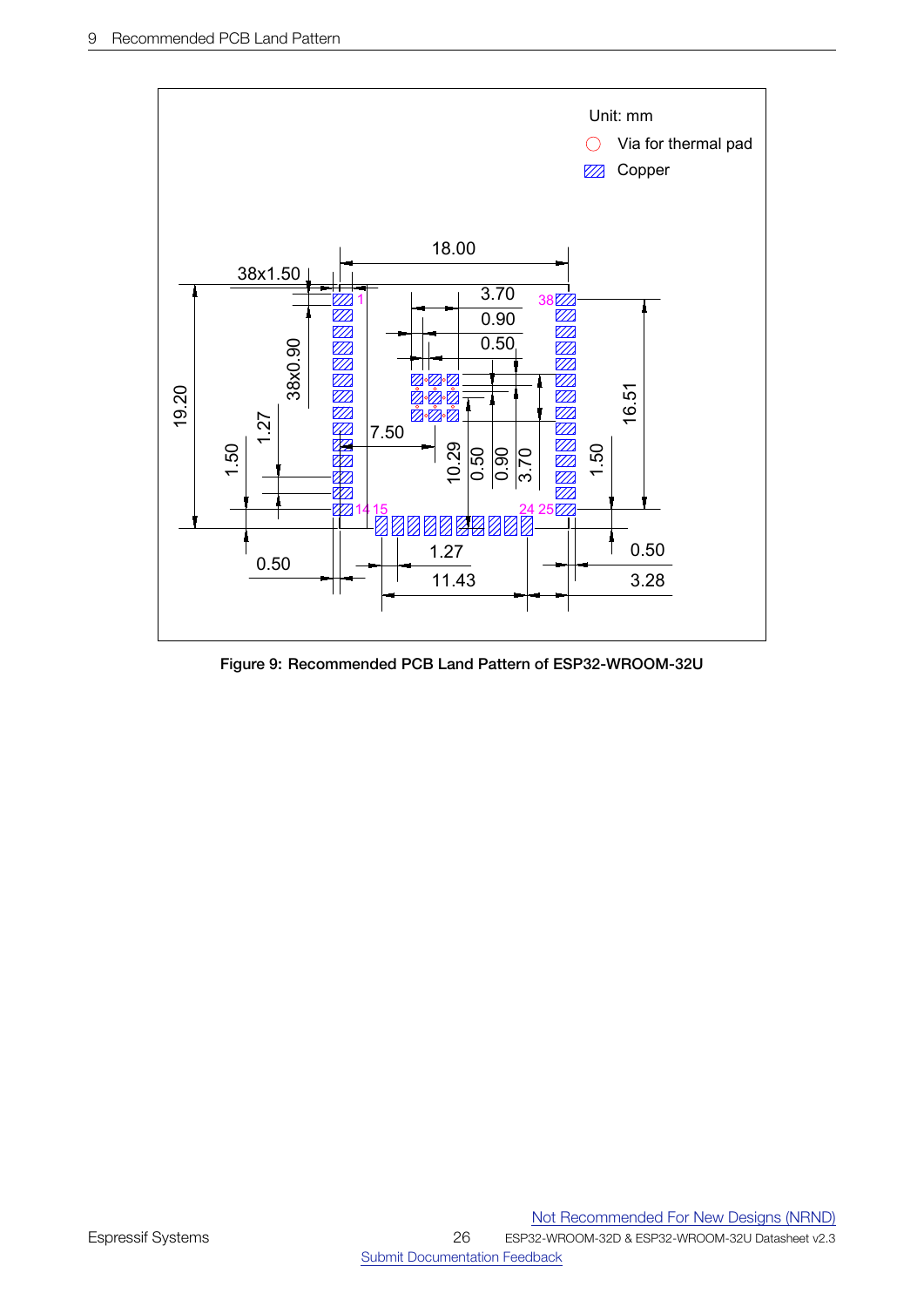Unit: mm

Via for thermal pad

Copper

18.00

38x1.50

3.70

0.90

0.50

38x0.90

19.20

1.27

1.50

7.50

10.29

0.50

0.90

3.70

16.51

1.50

1.27

0.50

0.50

11.43

3.28

Figure 9: Recommended PCB Land Pattern of ESP32-WROOM-32U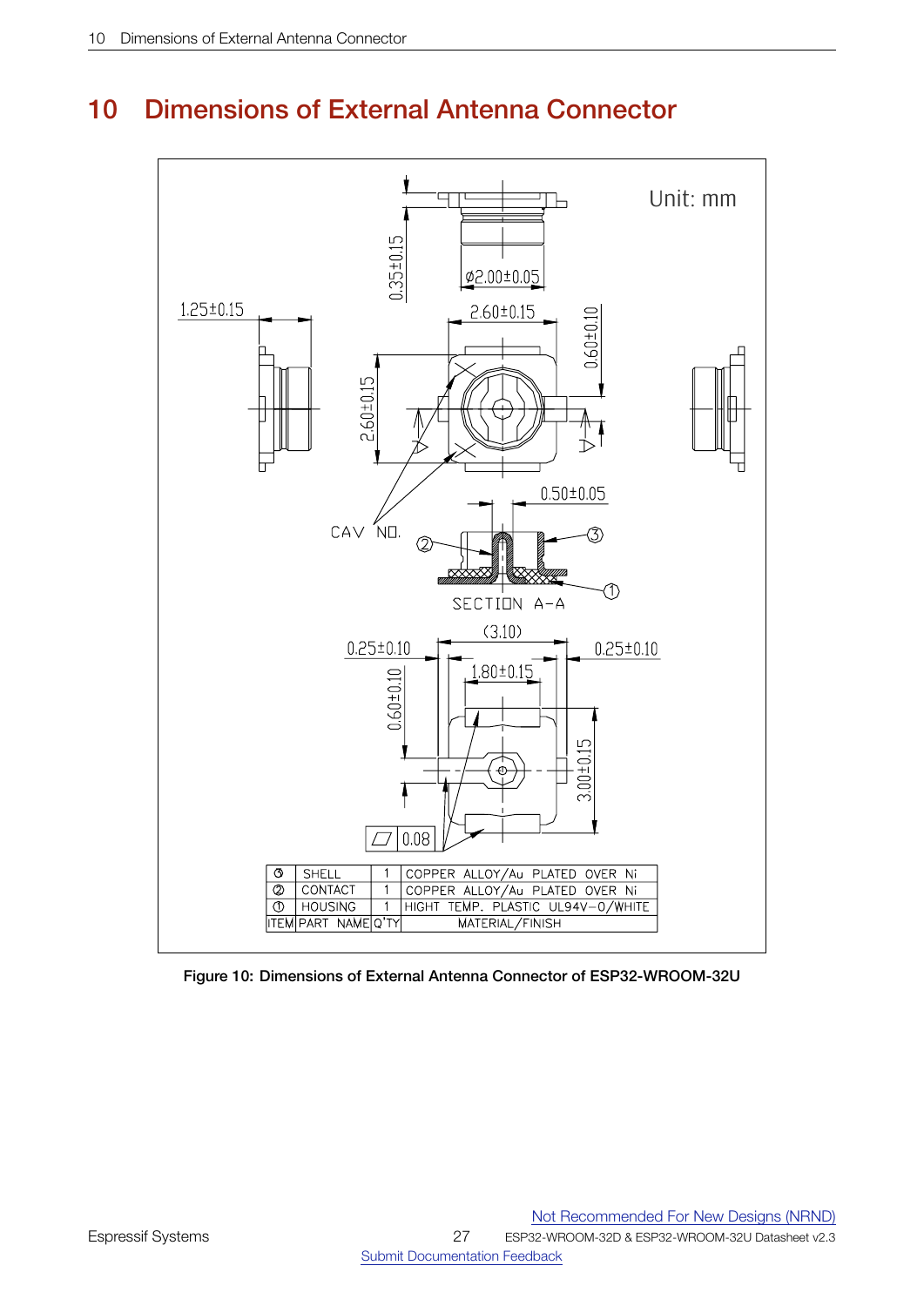# 10 Dimensions of External Antenna Connector

Unit: mm

| ITEM | PART NAME | Q'TY | MATERIAL/FINISH |
|---|---|---|---|
| ③ | SHELL | 1 | COPPER ALLOY/Au PLATED OVER Ni |
| ② | CONTACT | 1 | COPPER ALLOY/Au PLATED OVER Ni |
| ① | HOUSING | 1 | HIGHT TEMP. PLASTIC UL94V-0/WHITE |

**Figure 10: Dimensions of External Antenna Connector of ESP32-WROOM-32U**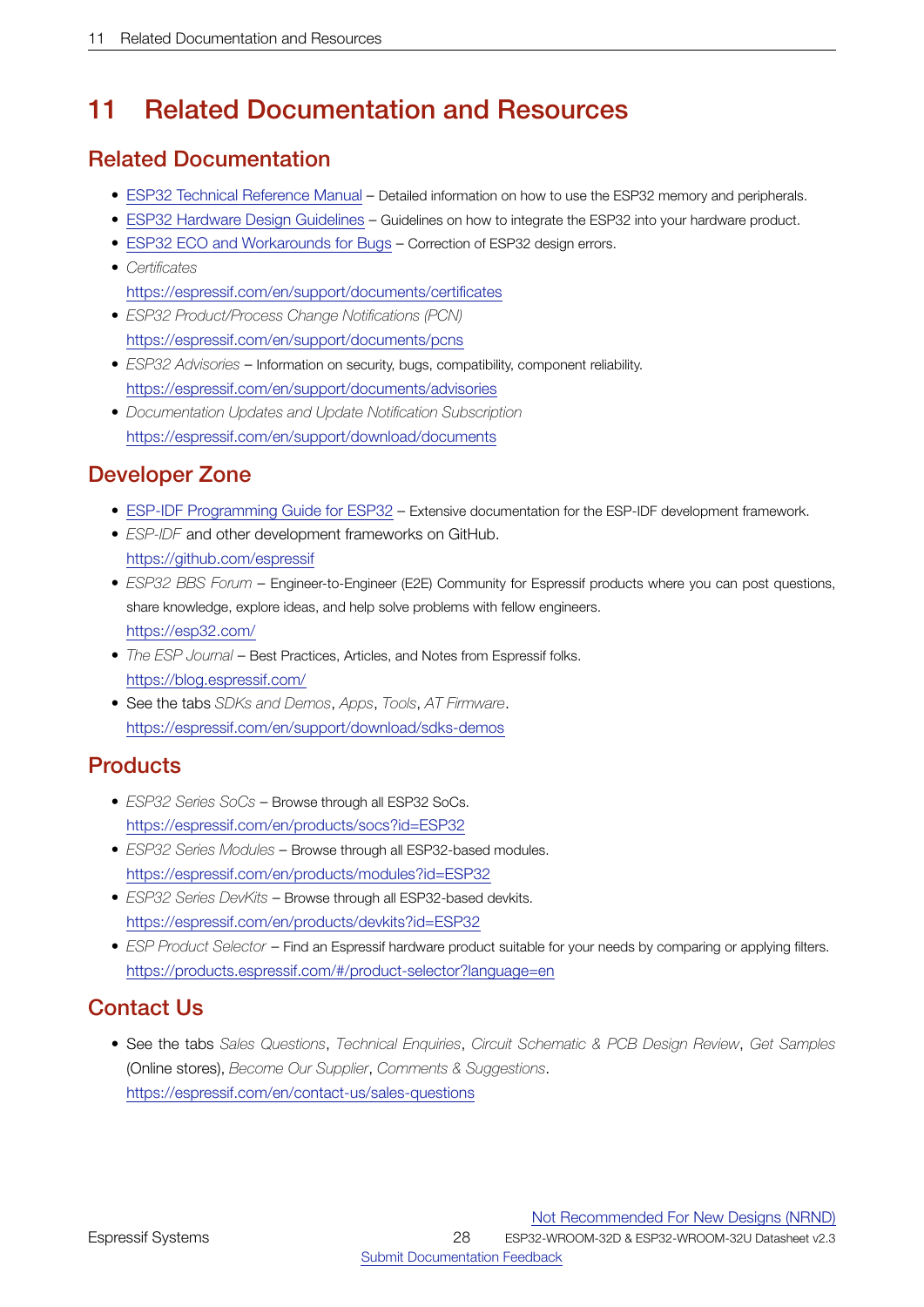# 11 Related Documentation and Resources

## Related Documentation

- ESP32 Technical Reference Manual – Detailed information on how to use the ESP32 memory and peripherals.
- ESP32 Hardware Design Guidelines – Guidelines on how to integrate the ESP32 into your hardware product.
- ESP32 ECO and Workarounds for Bugs – Correction of ESP32 design errors.
- *Certificates*
  https://espressif.com/en/support/documents/certificates
- *ESP32 Product/Process Change Notifications (PCN)*
  https://espressif.com/en/support/documents/pcns
- *ESP32 Advisories* – Information on security, bugs, compatibility, component reliability.
  https://espressif.com/en/support/documents/advisories
- *Documentation Updates and Update Notification Subscription*
  https://espressif.com/en/support/download/documents

## Developer Zone

- ESP-IDF Programming Guide for ESP32 – Extensive documentation for the ESP-IDF development framework.
- *ESP-IDF* and other development frameworks on GitHub.
  https://github.com/espressif
- *ESP32 BBS Forum* – Engineer-to-Engineer (E2E) Community for Espressif products where you can post questions, share knowledge, explore ideas, and help solve problems with fellow engineers.
  https://esp32.com/
- *The ESP Journal* – Best Practices, Articles, and Notes from Espressif folks.
  https://blog.espressif.com/
- See the tabs *SDKs and Demos*, *Apps*, *Tools*, *AT Firmware*.
  https://espressif.com/en/support/download/sdks-demos

## Products

- *ESP32 Series SoCs* – Browse through all ESP32 SoCs.
  https://espressif.com/en/products/socs?id=ESP32
- *ESP32 Series Modules* – Browse through all ESP32-based modules.
  https://espressif.com/en/products/modules?id=ESP32
- *ESP32 Series DevKits* – Browse through all ESP32-based devkits.
  https://espressif.com/en/products/devkits?id=ESP32
- *ESP Product Selector* – Find an Espressif hardware product suitable for your needs by comparing or applying filters.
  https://products.espressif.com/#/product-selector?language=en

## Contact Us

- See the tabs *Sales Questions*, *Technical Enquiries*, *Circuit Schematic & PCB Design Review*, *Get Samples* (Online stores), *Become Our Supplier*, *Comments & Suggestions*.
  https://espressif.com/en/contact-us/sales-questions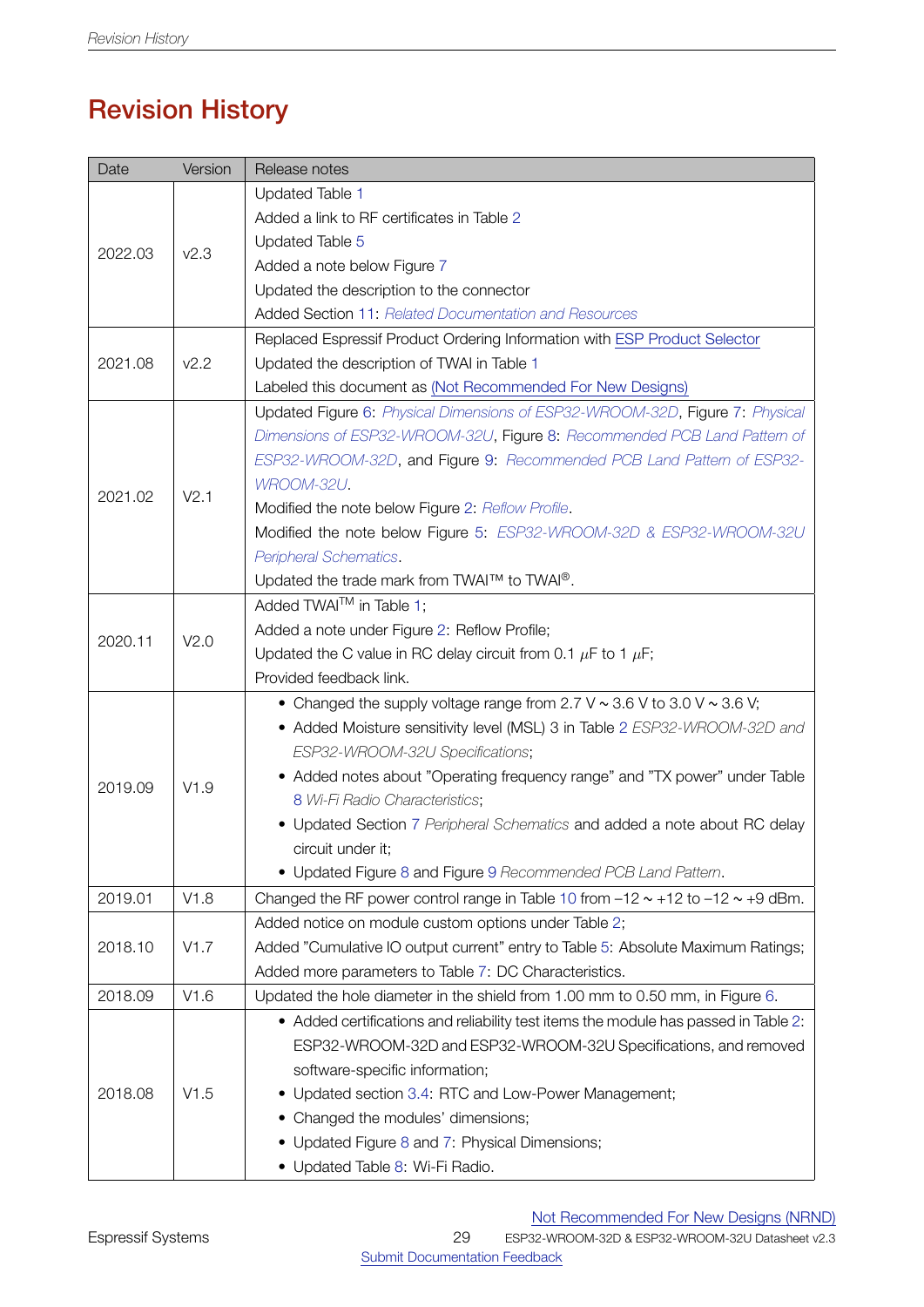# Revision History

| Date | Version | Release notes |
|---|---|---|
| 2022.03 | v2.3 | Updated Table 1<br>Added a link to RF certificates in Table 2<br>Updated Table 5<br>Added a note below Figure 7<br>Updated the description to the connector<br>Added Section 11: *Related Documentation and Resources* |
| 2021.08 | v2.2 | Replaced Espressif Product Ordering Information with ESP Product Selector<br>Updated the description of TWAI in Table 1<br>Labeled this document as (Not Recommended For New Designs) |
| 2021.02 | V2.1 | Updated Figure 6: *Physical Dimensions of ESP32-WROOM-32D*, Figure 7: *Physical Dimensions of ESP32-WROOM-32U*, Figure 8: *Recommended PCB Land Pattern of ESP32-WROOM-32D*, and Figure 9: *Recommended PCB Land Pattern of ESP32-WROOM-32U*.<br>Modified the note below Figure 2: *Reflow Profile*.<br>Modified the note below Figure 5: *ESP32-WROOM-32D & ESP32-WROOM-32U Peripheral Schematics*.<br>Updated the trade mark from TWAI™ to TWAI®. |
| 2020.11 | V2.0 | Added TWAI™ in Table 1;<br>Added a note under Figure 2: Reflow Profile;<br>Updated the C value in RC delay circuit from 0.1 $\mu$F to 1 $\mu$F;<br>Provided feedback link. |
| 2019.09 | V1.9 | • Changed the supply voltage range from 2.7 V ~ 3.6 V to 3.0 V ~ 3.6 V;<br>• Added Moisture sensitivity level (MSL) 3 in Table 2 *ESP32-WROOM-32D and ESP32-WROOM-32U Specifications*;<br>• Added notes about "Operating frequency range" and "TX power" under Table 8 *Wi-Fi Radio Characteristics*;<br>• Updated Section 7 *Peripheral Schematics* and added a note about RC delay circuit under it;<br>• Updated Figure 8 and Figure 9 *Recommended PCB Land Pattern*. |
| 2019.01 | V1.8 | Changed the RF power control range in Table 10 from –12 ~ +12 to –12 ~ +9 dBm. |
| 2018.10 | V1.7 | Added notice on module custom options under Table 2;<br>Added "Cumulative IO output current" entry to Table 5: Absolute Maximum Ratings;<br>Added more parameters to Table 7: DC Characteristics. |
| 2018.09 | V1.6 | Updated the hole diameter in the shield from 1.00 mm to 0.50 mm, in Figure 6. |
| 2018.08 | V1.5 | • Added certifications and reliability test items the module has passed in Table 2: ESP32-WROOM-32D and ESP32-WROOM-32U Specifications, and removed software-specific information;<br>• Updated section 3.4: RTC and Low-Power Management;<br>• Changed the modules' dimensions;<br>• Updated Figure 8 and 7: Physical Dimensions;<br>• Updated Table 8: Wi-Fi Radio. |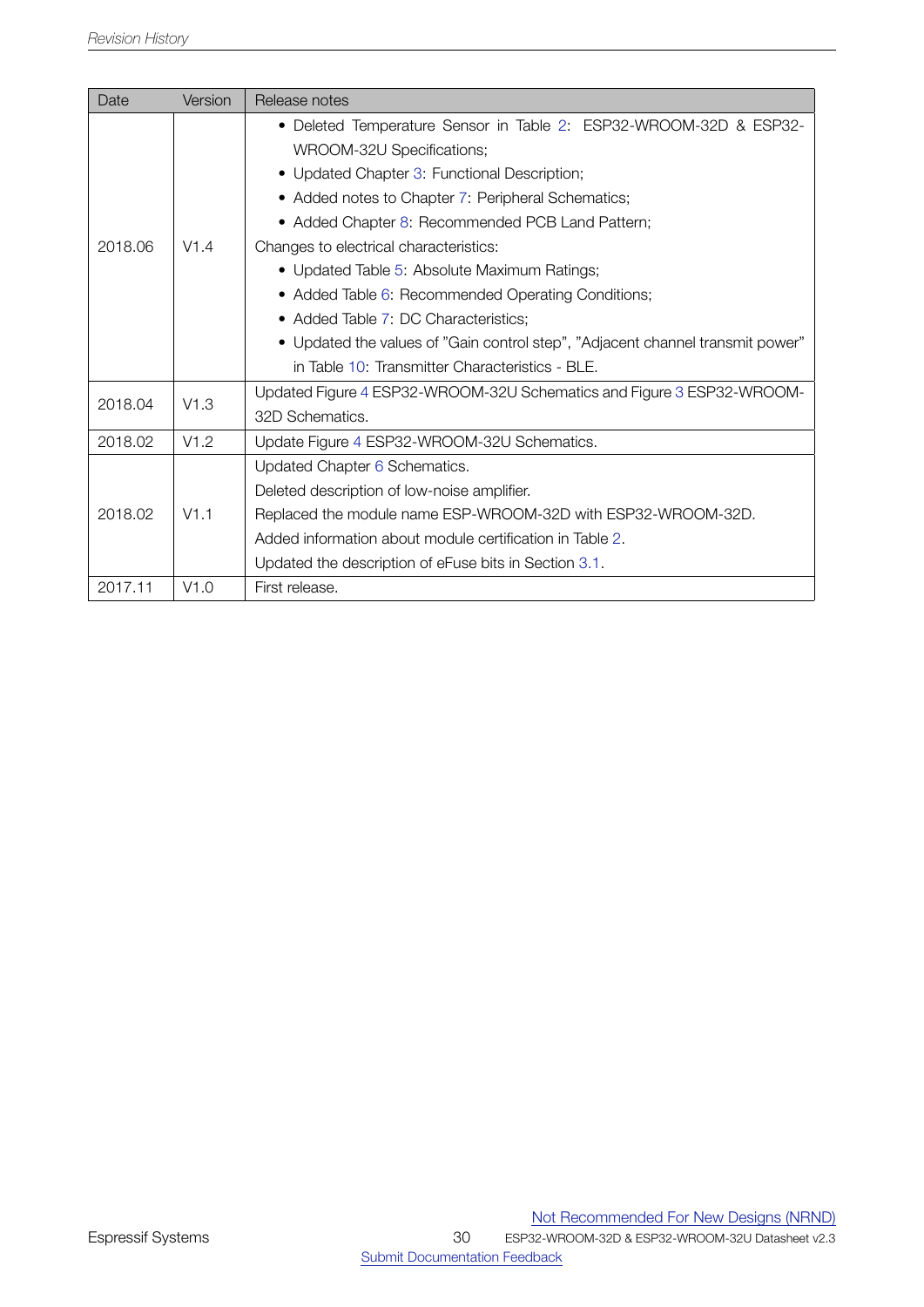| Date | Version | Release notes |
| --- | --- | --- |
| 2018.06 | V1.4 | • Deleted Temperature Sensor in Table 2: ESP32-WROOM-32D & ESP32-WROOM-32U Specifications;<br>• Updated Chapter 3: Functional Description;<br>• Added notes to Chapter 7: Peripheral Schematics;<br>• Added Chapter 8: Recommended PCB Land Pattern;<br>Changes to electrical characteristics:<br>• Updated Table 5: Absolute Maximum Ratings;<br>• Added Table 6: Recommended Operating Conditions;<br>• Added Table 7: DC Characteristics;<br>• Updated the values of "Gain control step", "Adjacent channel transmit power" in Table 10: Transmitter Characteristics - BLE. |
| 2018.04 | V1.3 | Updated Figure 4 ESP32-WROOM-32U Schematics and Figure 3 ESP32-WROOM-32D Schematics. |
| 2018.02 | V1.2 | Update Figure 4 ESP32-WROOM-32U Schematics. |
| 2018.02 | V1.1 | Updated Chapter 6 Schematics.<br>Deleted description of low-noise amplifier.<br>Replaced the module name ESP-WROOM-32D with ESP32-WROOM-32D.<br>Added information about module certification in Table 2.<br>Updated the description of eFuse bits in Section 3.1. |
| 2017.11 | V1.0 | First release. |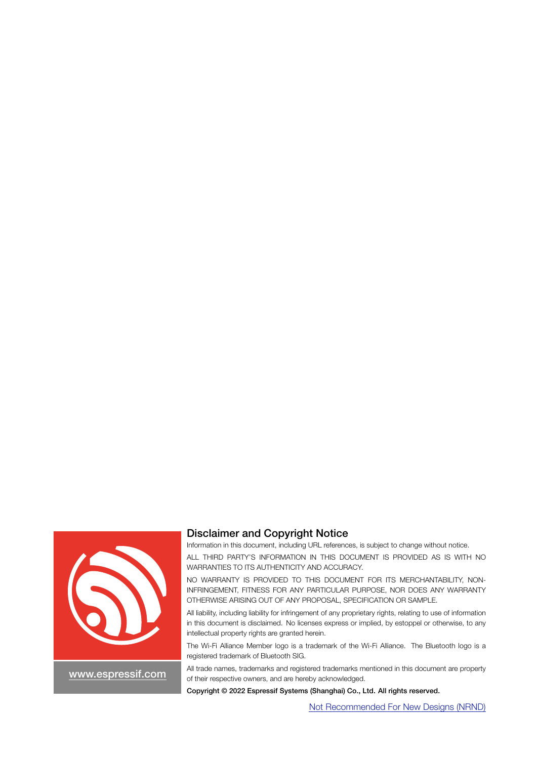www.espressif.com

## Disclaimer and Copyright Notice

Information in this document, including URL references, is subject to change without notice.

ALL THIRD PARTY'S INFORMATION IN THIS DOCUMENT IS PROVIDED AS IS WITH NO WARRANTIES TO ITS AUTHENTICITY AND ACCURACY.

NO WARRANTY IS PROVIDED TO THIS DOCUMENT FOR ITS MERCHANTABILITY, NON-INFRINGEMENT, FITNESS FOR ANY PARTICULAR PURPOSE, NOR DOES ANY WARRANTY OTHERWISE ARISING OUT OF ANY PROPOSAL, SPECIFICATION OR SAMPLE.

All liability, including liability for infringement of any proprietary rights, relating to use of information in this document is disclaimed. No licenses express or implied, by estoppel or otherwise, to any intellectual property rights are granted herein.

The Wi-Fi Alliance Member logo is a trademark of the Wi-Fi Alliance. The Bluetooth logo is a registered trademark of Bluetooth SIG.

All trade names, trademarks and registered trademarks mentioned in this document are property of their respective owners, and are hereby acknowledged.

**Copyright © 2022 Espressif Systems (Shanghai) Co., Ltd. All rights reserved.**

Not Recommended For New Designs (NRND)